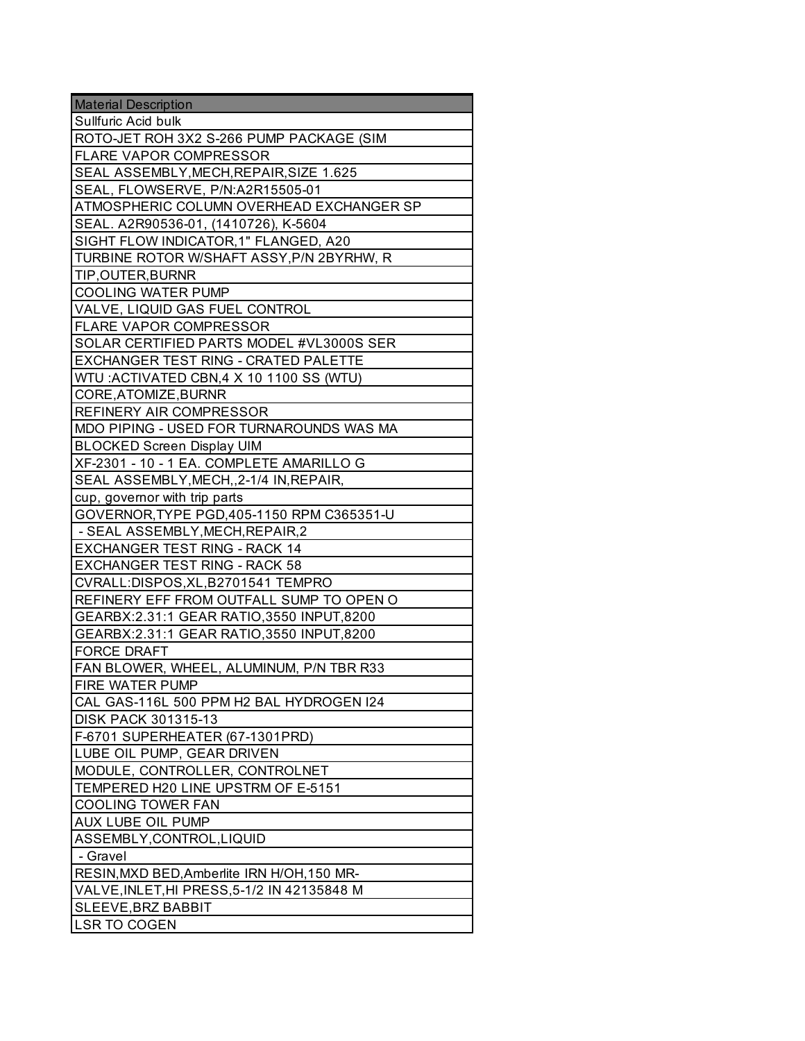| Material Description |
| --- |
| Sullfuric Acid bulk |
| ROTO-JET ROH 3X2 S-266 PUMP PACKAGE (SIM |
| FLARE VAPOR COMPRESSOR |
| SEAL ASSEMBLY,MECH,REPAIR,SIZE 1.625 |
| SEAL, FLOWSERVE, P/N:A2R15505-01 |
| ATMOSPHERIC COLUMN OVERHEAD EXCHANGER SP |
| SEAL. A2R90536-01, (1410726), K-5604 |
| SIGHT FLOW INDICATOR,1" FLANGED, A20 |
| TURBINE ROTOR W/SHAFT ASSY,P/N 2BYRHW, R |
| TIP,OUTER,BURNR |
| COOLING WATER PUMP |
| VALVE, LIQUID GAS FUEL CONTROL |
| FLARE VAPOR COMPRESSOR |
| SOLAR CERTIFIED PARTS MODEL #VL3000S SER |
| EXCHANGER TEST RING - CRATED PALETTE |
| WTU :ACTIVATED CBN,4 X 10 1100 SS (WTU) |
| CORE,ATOMIZE,BURNR |
| REFINERY AIR COMPRESSOR |
| MDO PIPING - USED FOR TURNAROUNDS WAS MA |
| BLOCKED Screen Display UIM |
| XF-2301 - 10 - 1 EA. COMPLETE AMARILLO G |
| SEAL ASSEMBLY,MECH,,2-1/4 IN,REPAIR, |
| cup, governor with trip parts |
| GOVERNOR,TYPE PGD,405-1150 RPM C365351-U |
| - SEAL ASSEMBLY,MECH,REPAIR,2 |
| EXCHANGER TEST RING - RACK 14 |
| EXCHANGER TEST RING - RACK 58 |
| CVRALL:DISPOS,XL,B2701541 TEMPRO |
| REFINERY EFF FROM OUTFALL SUMP TO OPEN O |
| GEARBX:2.31:1 GEAR RATIO,3550 INPUT,8200 |
| GEARBX:2.31:1 GEAR RATIO,3550 INPUT,8200 |
| FORCE DRAFT |
| FAN BLOWER, WHEEL, ALUMINUM, P/N TBR R33 |
| FIRE WATER PUMP |
| CAL GAS-116L 500 PPM H2 BAL HYDROGEN I24 |
| DISK PACK 301315-13 |
| F-6701 SUPERHEATER (67-1301PRD) |
| LUBE OIL PUMP, GEAR DRIVEN |
| MODULE, CONTROLLER, CONTROLNET |
| TEMPERED H20 LINE UPSTRM OF E-5151 |
| COOLING TOWER FAN |
| AUX LUBE OIL PUMP |
| ASSEMBLY,CONTROL,LIQUID |
| - Gravel |
| RESIN,MXD BED,Amberlite IRN H/OH,150 MR- |
| VALVE,INLET,HI PRESS,5-1/2 IN 42135848 M |
| SLEEVE,BRZ BABBIT |
| LSR TO COGEN |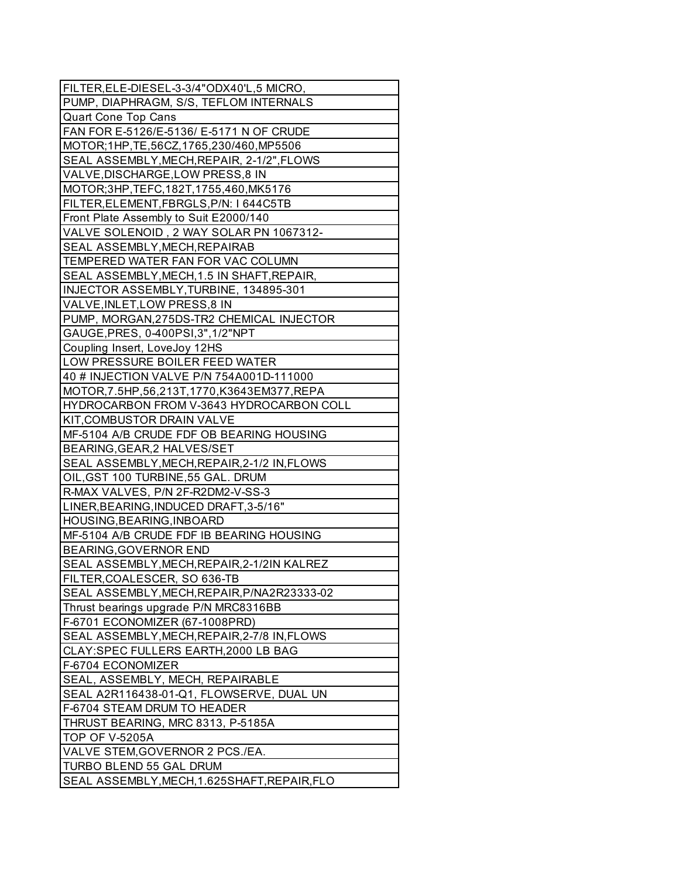| FILTER,ELE-DIESEL-3-3/4"ODX40'L,5 MICRO, |
| --- |
| PUMP, DIAPHRAGM, S/S, TEFLOM INTERNALS |
| Quart Cone Top Cans |
| FAN FOR E-5126/E-5136/ E-5171 N OF CRUDE |
| MOTOR;1HP,TE,56CZ,1765,230/460,MP5506 |
| SEAL ASSEMBLY,MECH,REPAIR, 2-1/2",FLOWS |
| VALVE,DISCHARGE,LOW PRESS,8 IN |
| MOTOR;3HP,TEFC,182T,1755,460,MK5176 |
| FILTER,ELEMENT,FBRGLS,P/N: I 644C5TB |
| Front Plate Assembly to Suit E2000/140 |
| VALVE SOLENOID , 2 WAY SOLAR PN 1067312- |
| SEAL ASSEMBLY,MECH,REPAIRAB |
| TEMPERED WATER FAN FOR VAC COLUMN |
| SEAL ASSEMBLY,MECH,1.5 IN SHAFT,REPAIR, |
| INJECTOR ASSEMBLY,TURBINE, 134895-301 |
| VALVE,INLET,LOW PRESS,8 IN |
| PUMP, MORGAN,275DS-TR2 CHEMICAL INJECTOR |
| GAUGE,PRES, 0-400PSI,3",1/2"NPT |
| Coupling Insert, LoveJoy 12HS |
| LOW PRESSURE BOILER FEED WATER |
| 40 # INJECTION VALVE P/N 754A001D-111000 |
| MOTOR,7.5HP,56,213T,1770,K3643EM377,REPA |
| HYDROCARBON FROM V-3643 HYDROCARBON COLL |
| KIT,COMBUSTOR DRAIN VALVE |
| MF-5104 A/B CRUDE FDF OB BEARING HOUSING |
| BEARING,GEAR,2 HALVES/SET |
| SEAL ASSEMBLY,MECH,REPAIR,2-1/2 IN,FLOWS |
| OIL,GST 100 TURBINE,55 GAL. DRUM |
| R-MAX VALVES, P/N 2F-R2DM2-V-SS-3 |
| LINER,BEARING,INDUCED DRAFT,3-5/16" |
| HOUSING,BEARING,INBOARD |
| MF-5104 A/B CRUDE FDF IB BEARING HOUSING |
| BEARING,GOVERNOR END |
| SEAL ASSEMBLY,MECH,REPAIR,2-1/2IN KALREZ |
| FILTER,COALESCER, SO 636-TB |
| SEAL ASSEMBLY,MECH,REPAIR,P/NA2R23333-02 |
| Thrust bearings upgrade P/N MRC8316BB |
| F-6701 ECONOMIZER (67-1008PRD) |
| SEAL ASSEMBLY,MECH,REPAIR,2-7/8 IN,FLOWS |
| CLAY:SPEC FULLERS EARTH,2000 LB BAG |
| F-6704 ECONOMIZER |
| SEAL, ASSEMBLY, MECH, REPAIRABLE |
| SEAL A2R116438-01-Q1, FLOWSERVE, DUAL UN |
| F-6704 STEAM DRUM TO HEADER |
| THRUST BEARING, MRC 8313, P-5185A |
| TOP OF V-5205A |
| VALVE STEM,GOVERNOR 2 PCS./EA. |
| TURBO BLEND 55 GAL DRUM |
| SEAL ASSEMBLY,MECH,1.625SHAFT,REPAIR,FLO |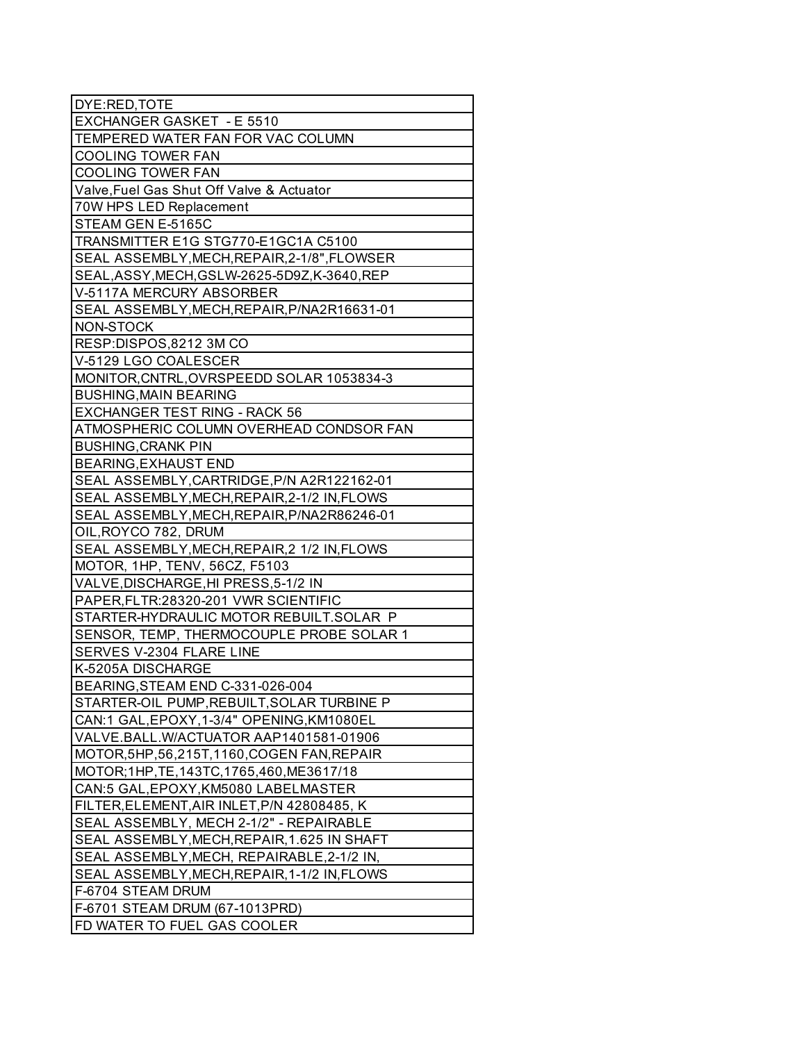| |
|---|
| DYE:RED,TOTE |
| EXCHANGER GASKET - E 5510 |
| TEMPERED WATER FAN FOR VAC COLUMN |
| COOLING TOWER FAN |
| COOLING TOWER FAN |
| Valve,Fuel Gas Shut Off Valve & Actuator |
| 70W HPS LED Replacement |
| STEAM GEN E-5165C |
| TRANSMITTER E1G STG770-E1GC1A C5100 |
| SEAL ASSEMBLY,MECH,REPAIR,2-1/8",FLOWSER |
| SEAL,ASSY,MECH,GSLW-2625-5D9Z,K-3640,REP |
| V-5117A MERCURY ABSORBER |
| SEAL ASSEMBLY,MECH,REPAIR,P/NA2R16631-01 |
| NON-STOCK |
| RESP:DISPOS,8212 3M CO |
| V-5129 LGO COALESCER |
| MONITOR,CNTRL,OVRSPEEDD SOLAR 1053834-3 |
| BUSHING,MAIN BEARING |
| EXCHANGER TEST RING - RACK 56 |
| ATMOSPHERIC COLUMN OVERHEAD CONDSOR FAN |
| BUSHING,CRANK PIN |
| BEARING,EXHAUST END |
| SEAL ASSEMBLY,CARTRIDGE,P/N A2R122162-01 |
| SEAL ASSEMBLY,MECH,REPAIR,2-1/2 IN,FLOWS |
| SEAL ASSEMBLY,MECH,REPAIR,P/NA2R86246-01 |
| OIL,ROYCO 782, DRUM |
| SEAL ASSEMBLY,MECH,REPAIR,2 1/2 IN,FLOWS |
| MOTOR, 1HP, TENV, 56CZ, F5103 |
| VALVE,DISCHARGE,HI PRESS,5-1/2 IN |
| PAPER,FLTR:28320-201 VWR SCIENTIFIC |
| STARTER-HYDRAULIC MOTOR REBUILT.SOLAR P |
| SENSOR, TEMP, THERMOCOUPLE PROBE SOLAR 1 |
| SERVES V-2304 FLARE LINE |
| K-5205A DISCHARGE |
| BEARING,STEAM END C-331-026-004 |
| STARTER-OIL PUMP,REBUILT,SOLAR TURBINE P |
| CAN:1 GAL,EPOXY,1-3/4" OPENING,KM1080EL |
| VALVE.BALL.W/ACTUATOR AAP1401581-01906 |
| MOTOR,5HP,56,215T,1160,COGEN FAN,REPAIR |
| MOTOR;1HP,TE,143TC,1765,460,ME3617/18 |
| CAN:5 GAL,EPOXY,KM5080 LABELMASTER |
| FILTER,ELEMENT,AIR INLET,P/N 42808485, K |
| SEAL ASSEMBLY, MECH 2-1/2" - REPAIRABLE |
| SEAL ASSEMBLY,MECH,REPAIR,1.625 IN SHAFT |
| SEAL ASSEMBLY,MECH, REPAIRABLE,2-1/2 IN, |
| SEAL ASSEMBLY,MECH,REPAIR,1-1/2 IN,FLOWS |
| F-6704 STEAM DRUM |
| F-6701 STEAM DRUM (67-1013PRD) |
| FD WATER TO FUEL GAS COOLER |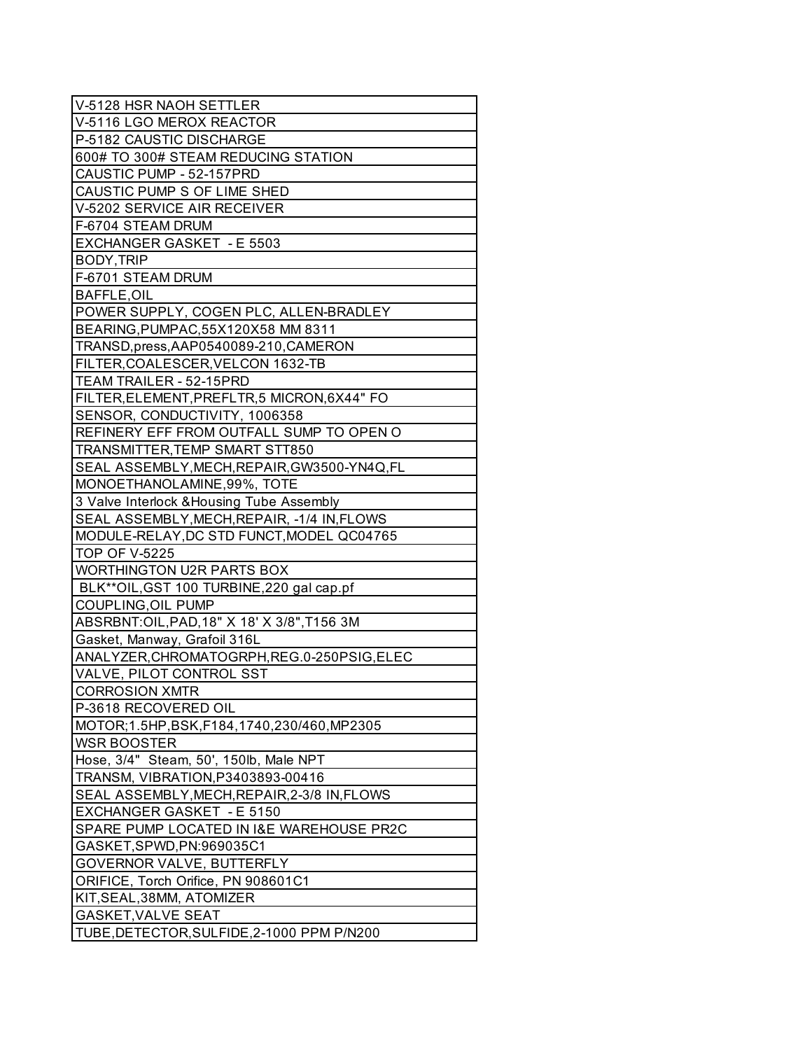| V-5128 HSR NAOH SETTLER |
|---|
| V-5116 LGO MEROX REACTOR |
| P-5182 CAUSTIC DISCHARGE |
| 600# TO 300# STEAM REDUCING STATION |
| CAUSTIC PUMP - 52-157PRD |
| CAUSTIC PUMP S OF LIME SHED |
| V-5202 SERVICE AIR RECEIVER |
| F-6704 STEAM DRUM |
| EXCHANGER GASKET - E 5503 |
| BODY,TRIP |
| F-6701 STEAM DRUM |
| BAFFLE,OIL |
| POWER SUPPLY, COGEN PLC, ALLEN-BRADLEY |
| BEARING,PUMPAC,55X120X58 MM 8311 |
| TRANSD,press,AAP0540089-210,CAMERON |
| FILTER,COALESCER,VELCON 1632-TB |
| TEAM TRAILER - 52-15PRD |
| FILTER,ELEMENT,PREFLTR,5 MICRON,6X44" FO |
| SENSOR, CONDUCTIVITY, 1006358 |
| REFINERY EFF FROM OUTFALL SUMP TO OPEN O |
| TRANSMITTER,TEMP SMART STT850 |
| SEAL ASSEMBLY,MECH,REPAIR,GW3500-YN4Q,FL |
| MONOETHANOLAMINE,99%, TOTE |
| 3 Valve Interlock &Housing Tube Assembly |
| SEAL ASSEMBLY,MECH,REPAIR, -1/4 IN,FLOWS |
| MODULE-RELAY,DC STD FUNCT,MODEL QC04765 |
| TOP OF V-5225 |
| WORTHINGTON U2R PARTS BOX |
| BLK**OIL,GST 100 TURBINE,220 gal cap.pf |
| COUPLING,OIL PUMP |
| ABSRBNT:OIL,PAD,18" X 18' X 3/8",T156 3M |
| Gasket, Manway, Grafoil 316L |
| ANALYZER,CHROMATOGRPH,REG.0-250PSIG,ELEC |
| VALVE, PILOT CONTROL SST |
| CORROSION XMTR |
| P-3618 RECOVERED OIL |
| MOTOR;1.5HP,BSK,F184,1740,230/460,MP2305 |
| WSR BOOSTER |
| Hose, 3/4" Steam, 50', 150lb, Male NPT |
| TRANSM, VIBRATION,P3403893-00416 |
| SEAL ASSEMBLY,MECH,REPAIR,2-3/8 IN,FLOWS |
| EXCHANGER GASKET - E 5150 |
| SPARE PUMP LOCATED IN I&E WAREHOUSE PR2C |
| GASKET,SPWD,PN:969035C1 |
| GOVERNOR VALVE, BUTTERFLY |
| ORIFICE, Torch Orifice, PN 908601C1 |
| KIT,SEAL,38MM, ATOMIZER |
| GASKET,VALVE SEAT |
| TUBE,DETECTOR,SULFIDE,2-1000 PPM P/N200 |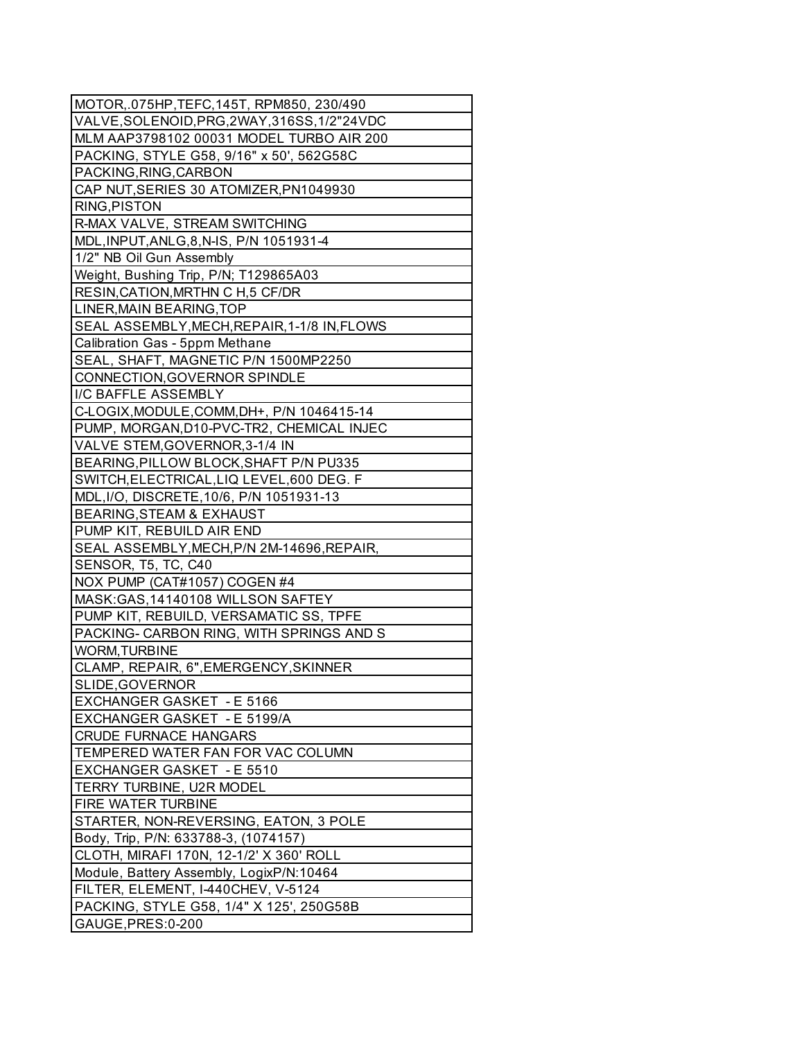| MOTOR,.075HP,TEFC,145T, RPM850, 230/490 |
| --- |
| VALVE,SOLENOID,PRG,2WAY,316SS,1/2"24VDC |
| MLM AAP3798102 00031 MODEL TURBO AIR 200 |
| PACKING, STYLE G58, 9/16" x 50', 562G58C |
| PACKING,RING,CARBON |
| CAP NUT,SERIES 30 ATOMIZER,PN1049930 |
| RING,PISTON |
| R-MAX VALVE, STREAM SWITCHING |
| MDL,INPUT,ANLG,8,N-IS, P/N 1051931-4 |
| 1/2" NB Oil Gun Assembly |
| Weight, Bushing Trip, P/N; T129865A03 |
| RESIN,CATION,MRTHN C H,5 CF/DR |
| LINER,MAIN BEARING,TOP |
| SEAL ASSEMBLY,MECH,REPAIR,1-1/8 IN,FLOWS |
| Calibration Gas - 5ppm Methane |
| SEAL, SHAFT, MAGNETIC P/N 1500MP2250 |
| CONNECTION,GOVERNOR SPINDLE |
| I/C BAFFLE ASSEMBLY |
| C-LOGIX,MODULE,COMM,DH+, P/N 1046415-14 |
| PUMP, MORGAN,D10-PVC-TR2, CHEMICAL INJEC |
| VALVE STEM,GOVERNOR,3-1/4 IN |
| BEARING,PILLOW BLOCK,SHAFT P/N PU335 |
| SWITCH,ELECTRICAL,LIQ LEVEL,600 DEG. F |
| MDL,I/O, DISCRETE,10/6, P/N 1051931-13 |
| BEARING,STEAM & EXHAUST |
| PUMP KIT, REBUILD AIR END |
| SEAL ASSEMBLY,MECH,P/N 2M-14696,REPAIR, |
| SENSOR, T5, TC, C40 |
| NOX PUMP (CAT#1057) COGEN #4 |
| MASK:GAS,14140108 WILLSON SAFTEY |
| PUMP KIT, REBUILD, VERSAMATIC SS, TPFE |
| PACKING- CARBON RING, WITH SPRINGS AND S |
| WORM,TURBINE |
| CLAMP, REPAIR, 6",EMERGENCY,SKINNER |
| SLIDE,GOVERNOR |
| EXCHANGER GASKET - E 5166 |
| EXCHANGER GASKET - E 5199/A |
| CRUDE FURNACE HANGARS |
| TEMPERED WATER FAN FOR VAC COLUMN |
| EXCHANGER GASKET - E 5510 |
| TERRY TURBINE, U2R MODEL |
| FIRE WATER TURBINE |
| STARTER, NON-REVERSING, EATON, 3 POLE |
| Body, Trip, P/N: 633788-3, (1074157) |
| CLOTH, MIRAFI 170N, 12-1/2' X 360' ROLL |
| Module, Battery Assembly, LogixP/N:10464 |
| FILTER, ELEMENT, I-440CHEV, V-5124 |
| PACKING, STYLE G58, 1/4" X 125', 250G58B |
| GAUGE,PRES:0-200 |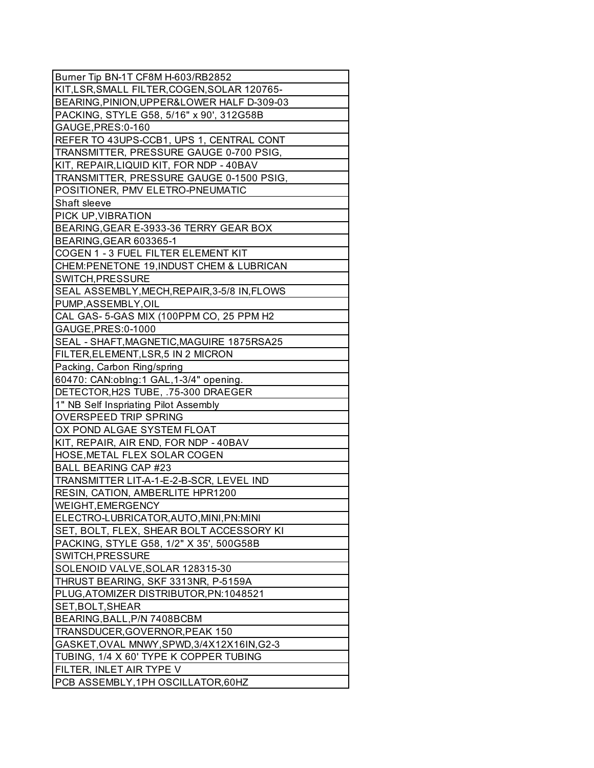| Burner Tip BN-1T CF8M H-603/RB2852 |
| --- |
| KIT,LSR,SMALL FILTER,COGEN,SOLAR 120765- |
| BEARING,PINION,UPPER&LOWER HALF D-309-03 |
| PACKING, STYLE G58, 5/16" x 90', 312G58B |
| GAUGE,PRES:0-160 |
| REFER TO 43UPS-CCB1, UPS 1, CENTRAL CONT |
| TRANSMITTER, PRESSURE GAUGE 0-700 PSIG, |
| KIT, REPAIR,LIQUID KIT, FOR NDP - 40BAV |
| TRANSMITTER, PRESSURE GAUGE 0-1500 PSIG, |
| POSITIONER, PMV ELETRO-PNEUMATIC |
| Shaft sleeve |
| PICK UP,VIBRATION |
| BEARING,GEAR E-3933-36 TERRY GEAR BOX |
| BEARING,GEAR 603365-1 |
| COGEN 1 - 3 FUEL FILTER ELEMENT KIT |
| CHEM:PENETONE 19,INDUST CHEM & LUBRICAN |
| SWITCH,PRESSURE |
| SEAL ASSEMBLY,MECH,REPAIR,3-5/8 IN,FLOWS |
| PUMP,ASSEMBLY,OIL |
| CAL GAS- 5-GAS MIX (100PPM CO, 25 PPM H2 |
| GAUGE,PRES:0-1000 |
| SEAL - SHAFT,MAGNETIC,MAGUIRE 1875RSA25 |
| FILTER,ELEMENT,LSR,5 IN 2 MICRON |
| Packing, Carbon Ring/spring |
| 60470: CAN:oblng:1 GAL,1-3/4" opening. |
| DETECTOR,H2S TUBE, .75-300 DRAEGER |
| 1" NB Self Inspriating Pilot Assembly |
| OVERSPEED TRIP SPRING |
| OX POND ALGAE SYSTEM FLOAT |
| KIT, REPAIR, AIR END, FOR NDP - 40BAV |
| HOSE,METAL FLEX SOLAR COGEN |
| BALL BEARING CAP #23 |
| TRANSMITTER LIT-A-1-E-2-B-SCR, LEVEL IND |
| RESIN, CATION, AMBERLITE HPR1200 |
| WEIGHT,EMERGENCY |
| ELECTRO-LUBRICATOR,AUTO,MINI,PN:MINI |
| SET, BOLT, FLEX, SHEAR BOLT ACCESSORY KI |
| PACKING, STYLE G58, 1/2" X 35', 500G58B |
| SWITCH,PRESSURE |
| SOLENOID VALVE,SOLAR 128315-30 |
| THRUST BEARING, SKF 3313NR, P-5159A |
| PLUG,ATOMIZER DISTRIBUTOR,PN:1048521 |
| SET,BOLT,SHEAR |
| BEARING,BALL,P/N 7408BCBM |
| TRANSDUCER,GOVERNOR,PEAK 150 |
| GASKET,OVAL MNWY,SPWD,3/4X12X16IN,G2-3 |
| TUBING, 1/4 X 60' TYPE K COPPER TUBING |
| FILTER, INLET AIR TYPE V |
| PCB ASSEMBLY,1PH OSCILLATOR,60HZ |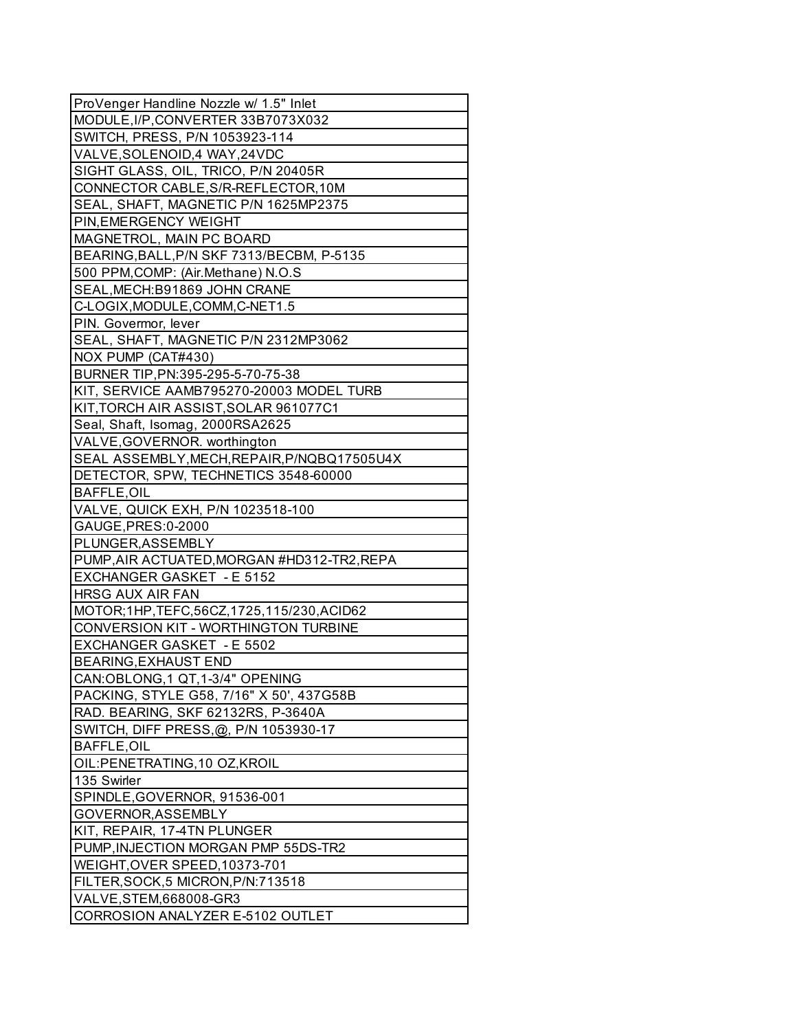| ProVenger Handline Nozzle w/ 1.5" Inlet |
|---|
| MODULE,I/P,CONVERTER 33B7073X032 |
| SWITCH, PRESS, P/N 1053923-114 |
| VALVE,SOLENOID,4 WAY,24VDC |
| SIGHT GLASS, OIL, TRICO, P/N 20405R |
| CONNECTOR CABLE,S/R-REFLECTOR,10M |
| SEAL, SHAFT, MAGNETIC P/N 1625MP2375 |
| PIN,EMERGENCY WEIGHT |
| MAGNETROL, MAIN PC BOARD |
| BEARING,BALL,P/N SKF 7313/BECBM, P-5135 |
| 500 PPM,COMP: (Air.Methane) N.O.S |
| SEAL,MECH:B91869 JOHN CRANE |
| C-LOGIX,MODULE,COMM,C-NET1.5 |
| PIN. Govermor, lever |
| SEAL, SHAFT, MAGNETIC P/N 2312MP3062 |
| NOX PUMP (CAT#430) |
| BURNER TIP,PN:395-295-5-70-75-38 |
| KIT, SERVICE AAMB795270-20003 MODEL TURB |
| KIT,TORCH AIR ASSIST,SOLAR 961077C1 |
| Seal, Shaft, Isomag, 2000RSA2625 |
| VALVE,GOVERNOR. worthington |
| SEAL ASSEMBLY,MECH,REPAIR,P/NQBQ17505U4X |
| DETECTOR, SPW, TECHNETICS 3548-60000 |
| BAFFLE,OIL |
| VALVE, QUICK EXH, P/N 1023518-100 |
| GAUGE,PRES:0-2000 |
| PLUNGER,ASSEMBLY |
| PUMP,AIR ACTUATED,MORGAN #HD312-TR2,REPA |
| EXCHANGER GASKET - E 5152 |
| HRSG AUX AIR FAN |
| MOTOR;1HP,TEFC,56CZ,1725,115/230,ACID62 |
| CONVERSION KIT - WORTHINGTON TURBINE |
| EXCHANGER GASKET - E 5502 |
| BEARING,EXHAUST END |
| CAN:OBLONG,1 QT,1-3/4" OPENING |
| PACKING, STYLE G58, 7/16" X 50', 437G58B |
| RAD. BEARING, SKF 62132RS, P-3640A |
| SWITCH, DIFF PRESS,@, P/N 1053930-17 |
| BAFFLE,OIL |
| OIL:PENETRATING,10 OZ,KROIL |
| 135 Swirler |
| SPINDLE,GOVERNOR, 91536-001 |
| GOVERNOR,ASSEMBLY |
| KIT, REPAIR, 17-4TN PLUNGER |
| PUMP,INJECTION MORGAN PMP 55DS-TR2 |
| WEIGHT,OVER SPEED,10373-701 |
| FILTER,SOCK,5 MICRON,P/N:713518 |
| VALVE,STEM,668008-GR3 |
| CORROSION ANALYZER E-5102 OUTLET |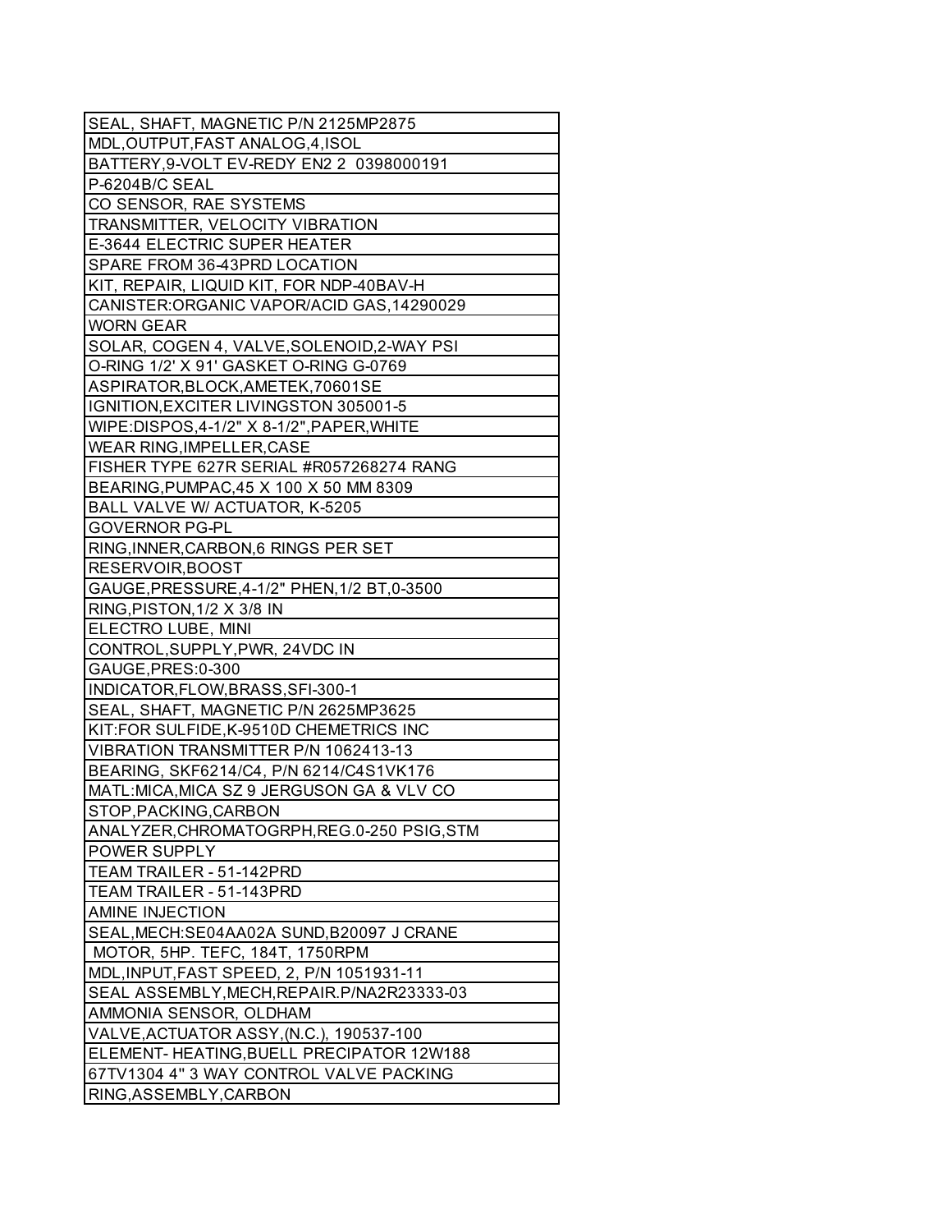| SEAL, SHAFT, MAGNETIC P/N 2125MP2875 |
|---|
| MDL,OUTPUT,FAST ANALOG,4,ISOL |
| BATTERY,9-VOLT EV-REDY EN2 2  0398000191 |
| P-6204B/C SEAL |
| CO SENSOR, RAE SYSTEMS |
| TRANSMITTER, VELOCITY VIBRATION |
| E-3644 ELECTRIC SUPER HEATER |
| SPARE FROM 36-43PRD LOCATION |
| KIT, REPAIR, LIQUID KIT, FOR NDP-40BAV-H |
| CANISTER:ORGANIC VAPOR/ACID GAS,14290029 |
| WORN GEAR |
| SOLAR, COGEN 4, VALVE,SOLENOID,2-WAY PSI |
| O-RING 1/2' X 91' GASKET O-RING G-0769 |
| ASPIRATOR,BLOCK,AMETEK,70601SE |
| IGNITION,EXCITER LIVINGSTON 305001-5 |
| WIPE:DISPOS,4-1/2" X 8-1/2",PAPER,WHITE |
| WEAR RING,IMPELLER,CASE |
| FISHER TYPE 627R SERIAL #R057268274 RANG |
| BEARING,PUMPAC,45 X 100 X 50 MM 8309 |
| BALL VALVE W/ ACTUATOR, K-5205 |
| GOVERNOR PG-PL |
| RING,INNER,CARBON,6 RINGS PER SET |
| RESERVOIR,BOOST |
| GAUGE,PRESSURE,4-1/2" PHEN,1/2 BT,0-3500 |
| RING,PISTON,1/2 X 3/8 IN |
| ELECTRO LUBE, MINI |
| CONTROL,SUPPLY,PWR, 24VDC IN |
| GAUGE,PRES:0-300 |
| INDICATOR,FLOW,BRASS,SFI-300-1 |
| SEAL, SHAFT, MAGNETIC P/N 2625MP3625 |
| KIT:FOR SULFIDE,K-9510D CHEMETRICS INC |
| VIBRATION TRANSMITTER P/N 1062413-13 |
| BEARING, SKF6214/C4, P/N 6214/C4S1VK176 |
| MATL:MICA,MICA SZ 9 JERGUSON GA & VLV CO |
| STOP,PACKING,CARBON |
| ANALYZER,CHROMATOGRPH,REG.0-250 PSIG,STM |
| POWER SUPPLY |
| TEAM TRAILER - 51-142PRD |
| TEAM TRAILER - 51-143PRD |
| AMINE INJECTION |
| SEAL,MECH:SE04AA02A SUND,B20097 J CRANE |
| MOTOR, 5HP. TEFC, 184T, 1750RPM |
| MDL,INPUT,FAST SPEED, 2, P/N 1051931-11 |
| SEAL ASSEMBLY,MECH,REPAIR.P/NA2R23333-03 |
| AMMONIA SENSOR, OLDHAM |
| VALVE,ACTUATOR ASSY,(N.C.), 190537-100 |
| ELEMENT- HEATING,BUELL PRECIPATOR 12W188 |
| 67TV1304 4" 3 WAY CONTROL VALVE PACKING |
| RING,ASSEMBLY,CARBON |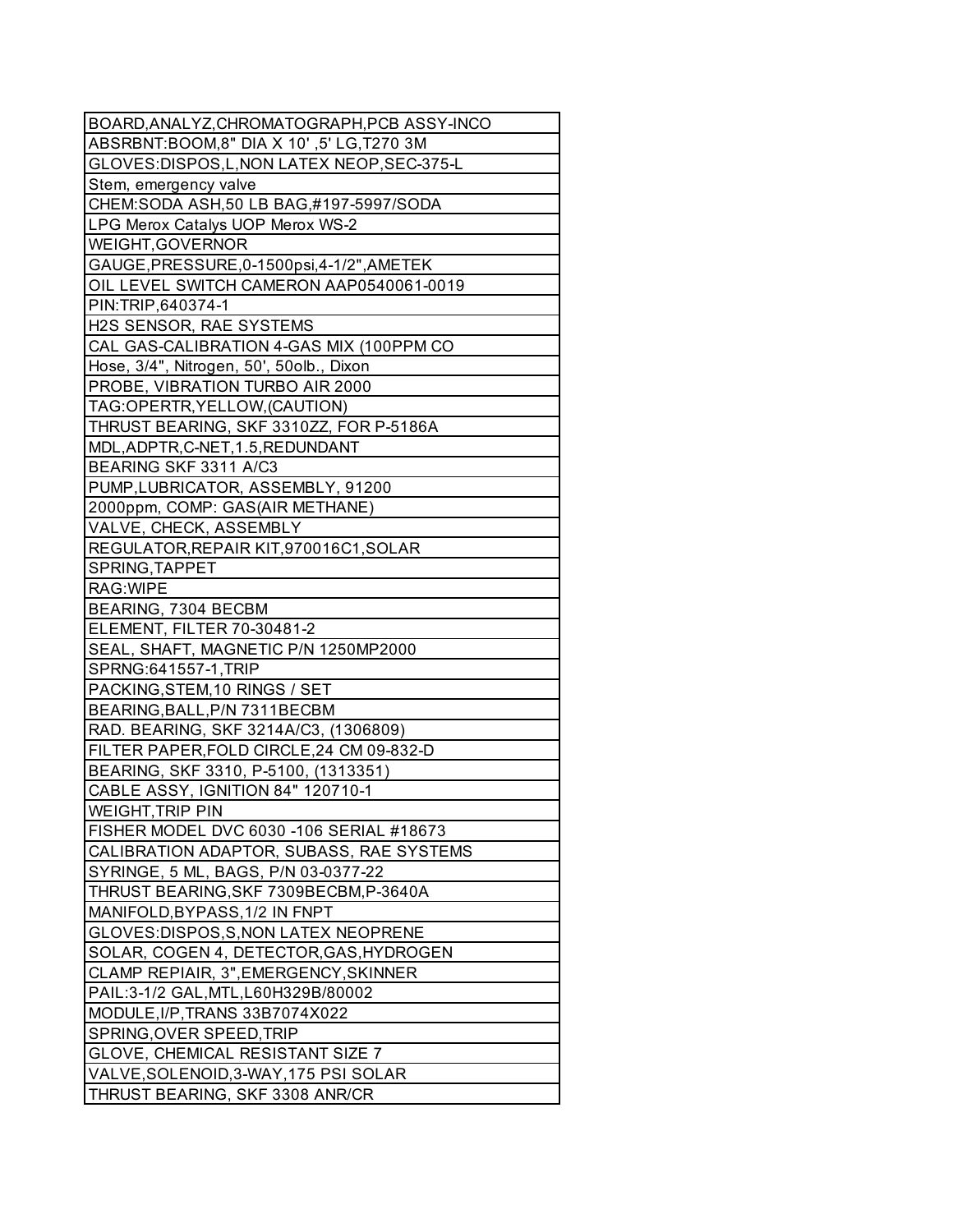| BOARD,ANALYZ,CHROMATOGRAPH,PCB ASSY-INCO |
|---|
| ABSRBNT:BOOM,8" DIA X 10' ,5' LG,T270 3M |
| GLOVES:DISPOS,L,NON LATEX NEOP,SEC-375-L |
| Stem, emergency valve |
| CHEM:SODA ASH,50 LB BAG,#197-5997/SODA |
| LPG Merox Catalys UOP Merox WS-2 |
| WEIGHT,GOVERNOR |
| GAUGE,PRESSURE,0-1500psi,4-1/2",AMETEK |
| OIL LEVEL SWITCH CAMERON AAP0540061-0019 |
| PIN:TRIP,640374-1 |
| H2S SENSOR, RAE SYSTEMS |
| CAL GAS-CALIBRATION 4-GAS MIX (100PPM CO |
| Hose, 3/4", Nitrogen, 50', 50olb., Dixon |
| PROBE, VIBRATION TURBO AIR 2000 |
| TAG:OPERTR,YELLOW,(CAUTION) |
| THRUST BEARING, SKF 3310ZZ, FOR P-5186A |
| MDL,ADPTR,C-NET,1.5,REDUNDANT |
| BEARING SKF 3311 A/C3 |
| PUMP,LUBRICATOR, ASSEMBLY, 91200 |
| 2000ppm, COMP: GAS(AIR METHANE) |
| VALVE, CHECK, ASSEMBLY |
| REGULATOR,REPAIR KIT,970016C1,SOLAR |
| SPRING,TAPPET |
| RAG:WIPE |
| BEARING, 7304 BECBM |
| ELEMENT, FILTER 70-30481-2 |
| SEAL, SHAFT, MAGNETIC P/N 1250MP2000 |
| SPRNG:641557-1,TRIP |
| PACKING,STEM,10 RINGS / SET |
| BEARING,BALL,P/N 7311BECBM |
| RAD. BEARING, SKF 3214A/C3, (1306809) |
| FILTER PAPER,FOLD CIRCLE,24 CM 09-832-D |
| BEARING, SKF 3310, P-5100, (1313351) |
| CABLE ASSY, IGNITION 84" 120710-1 |
| WEIGHT,TRIP PIN |
| FISHER MODEL DVC 6030 -106 SERIAL #18673 |
| CALIBRATION ADAPTOR, SUBASS, RAE SYSTEMS |
| SYRINGE, 5 ML, BAGS, P/N 03-0377-22 |
| THRUST BEARING,SKF 7309BECBM,P-3640A |
| MANIFOLD,BYPASS,1/2 IN FNPT |
| GLOVES:DISPOS,S,NON LATEX NEOPRENE |
| SOLAR, COGEN 4, DETECTOR,GAS,HYDROGEN |
| CLAMP REPIAIR, 3",EMERGENCY,SKINNER |
| PAIL:3-1/2 GAL,MTL,L60H329B/80002 |
| MODULE,I/P,TRANS 33B7074X022 |
| SPRING,OVER SPEED,TRIP |
| GLOVE, CHEMICAL RESISTANT SIZE 7 |
| VALVE,SOLENOID,3-WAY,175 PSI SOLAR |
| THRUST BEARING, SKF 3308 ANR/CR |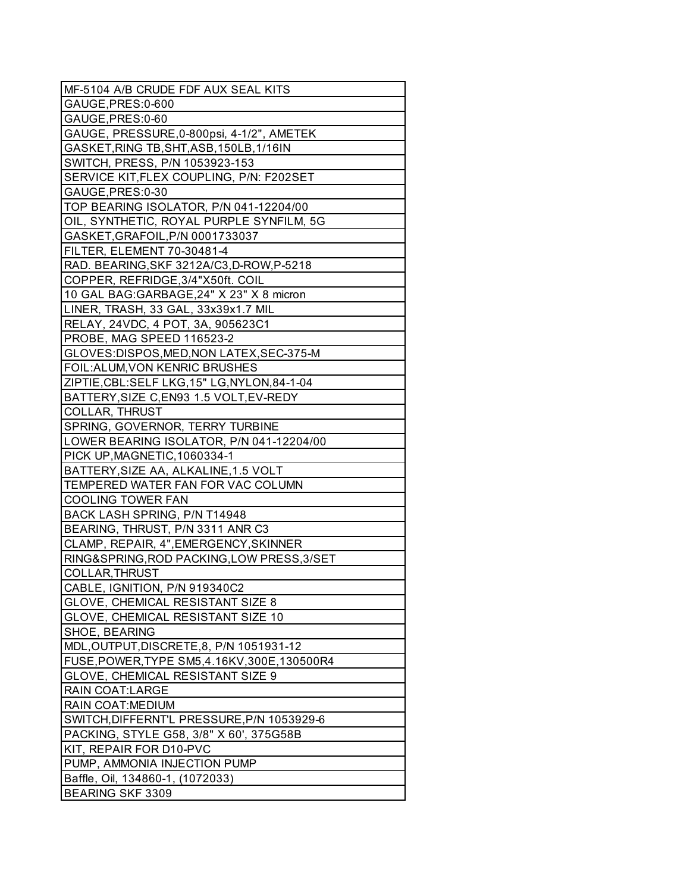| MF-5104 A/B CRUDE FDF AUX SEAL KITS |
|---|
| GAUGE,PRES:0-600 |
| GAUGE,PRES:0-60 |
| GAUGE, PRESSURE,0-800psi, 4-1/2", AMETEK |
| GASKET,RING TB,SHT,ASB,150LB,1/16IN |
| SWITCH, PRESS, P/N 1053923-153 |
| SERVICE KIT,FLEX COUPLING, P/N: F202SET |
| GAUGE,PRES:0-30 |
| TOP BEARING ISOLATOR, P/N 041-12204/00 |
| OIL, SYNTHETIC, ROYAL PURPLE SYNFILM, 5G |
| GASKET,GRAFOIL,P/N 0001733037 |
| FILTER, ELEMENT 70-30481-4 |
| RAD. BEARING,SKF 3212A/C3,D-ROW,P-5218 |
| COPPER, REFRIDGE,3/4"X50ft. COIL |
| 10 GAL BAG:GARBAGE,24" X 23" X 8 micron |
| LINER, TRASH, 33 GAL, 33x39x1.7 MIL |
| RELAY, 24VDC, 4 POT, 3A, 905623C1 |
| PROBE, MAG SPEED 116523-2 |
| GLOVES:DISPOS,MED,NON LATEX,SEC-375-M |
| FOIL:ALUM,VON KENRIC BRUSHES |
| ZIPTIE,CBL:SELF LKG,15" LG,NYLON,84-1-04 |
| BATTERY,SIZE C,EN93 1.5 VOLT,EV-REDY |
| COLLAR, THRUST |
| SPRING, GOVERNOR, TERRY TURBINE |
| LOWER BEARING ISOLATOR, P/N 041-12204/00 |
| PICK UP,MAGNETIC,1060334-1 |
| BATTERY,SIZE AA, ALKALINE,1.5 VOLT |
| TEMPERED WATER FAN FOR VAC COLUMN |
| COOLING TOWER FAN |
| BACK LASH SPRING, P/N T14948 |
| BEARING, THRUST, P/N 3311 ANR C3 |
| CLAMP, REPAIR, 4",EMERGENCY,SKINNER |
| RING&SPRING,ROD PACKING,LOW PRESS,3/SET |
| COLLAR,THRUST |
| CABLE, IGNITION, P/N 919340C2 |
| GLOVE, CHEMICAL RESISTANT SIZE 8 |
| GLOVE, CHEMICAL RESISTANT SIZE 10 |
| SHOE, BEARING |
| MDL,OUTPUT,DISCRETE,8, P/N 1051931-12 |
| FUSE,POWER,TYPE SM5,4.16KV,300E,130500R4 |
| GLOVE, CHEMICAL RESISTANT SIZE 9 |
| RAIN COAT:LARGE |
| RAIN COAT:MEDIUM |
| SWITCH,DIFFERNT'L PRESSURE,P/N 1053929-6 |
| PACKING, STYLE G58, 3/8" X 60', 375G58B |
| KIT, REPAIR FOR D10-PVC |
| PUMP, AMMONIA INJECTION PUMP |
| Baffle, Oil, 134860-1, (1072033) |
| BEARING SKF 3309 |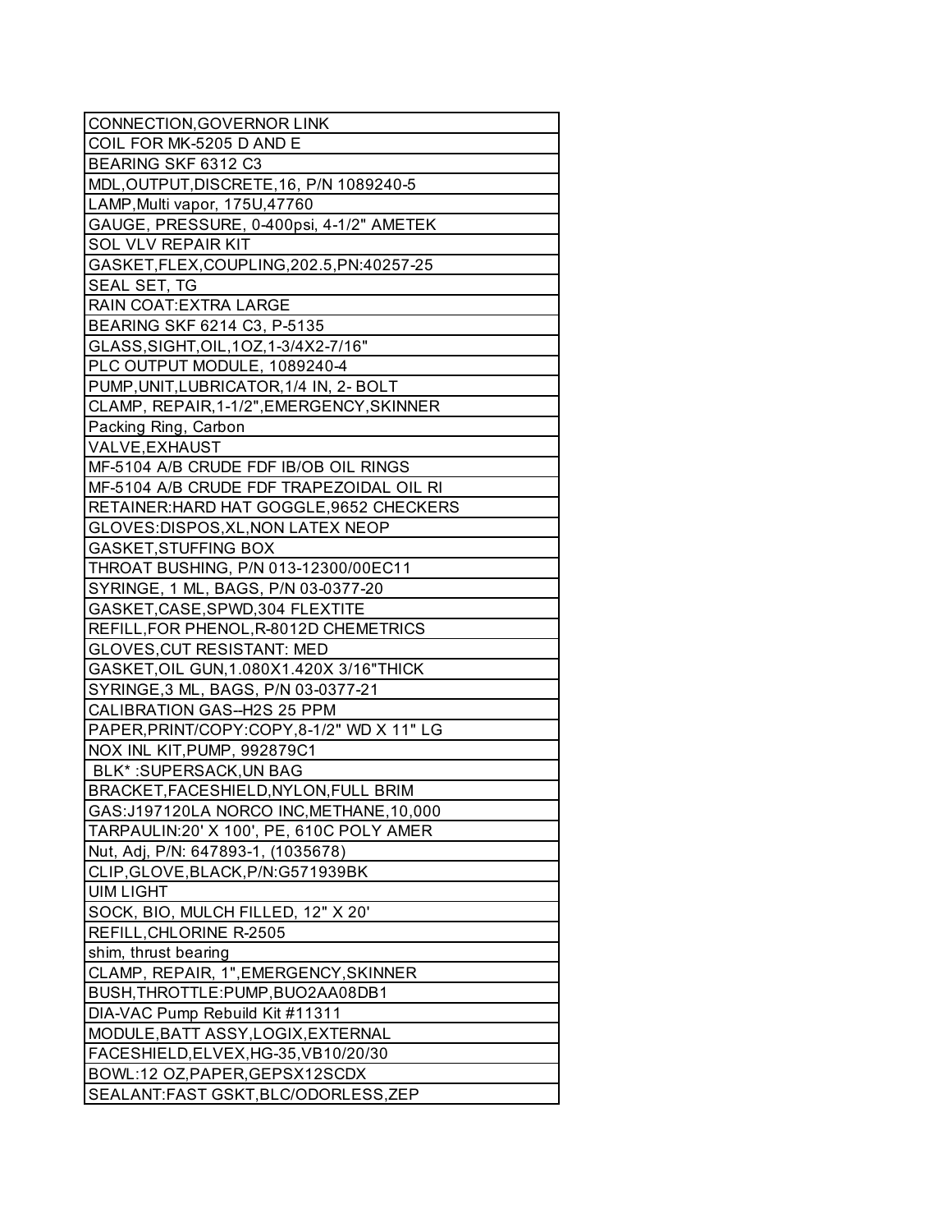| CONNECTION,GOVERNOR LINK |
| --- |
| COIL FOR MK-5205 D AND E |
| BEARING SKF 6312 C3 |
| MDL,OUTPUT,DISCRETE,16, P/N 1089240-5 |
| LAMP,Multi vapor, 175U,47760 |
| GAUGE, PRESSURE, 0-400psi, 4-1/2" AMETEK |
| SOL VLV REPAIR KIT |
| GASKET,FLEX,COUPLING,202.5,PN:40257-25 |
| SEAL SET, TG |
| RAIN COAT:EXTRA LARGE |
| BEARING SKF 6214 C3, P-5135 |
| GLASS,SIGHT,OIL,1OZ,1-3/4X2-7/16" |
| PLC OUTPUT MODULE, 1089240-4 |
| PUMP,UNIT,LUBRICATOR,1/4 IN, 2- BOLT |
| CLAMP, REPAIR,1-1/2",EMERGENCY,SKINNER |
| Packing Ring, Carbon |
| VALVE,EXHAUST |
| MF-5104 A/B CRUDE FDF IB/OB OIL RINGS |
| MF-5104 A/B CRUDE FDF TRAPEZOIDAL OIL RI |
| RETAINER:HARD HAT GOGGLE,9652 CHECKERS |
| GLOVES:DISPOS,XL,NON LATEX NEOP |
| GASKET,STUFFING BOX |
| THROAT BUSHING, P/N 013-12300/00EC11 |
| SYRINGE, 1 ML, BAGS, P/N 03-0377-20 |
| GASKET,CASE,SPWD,304 FLEXTITE |
| REFILL,FOR PHENOL,R-8012D CHEMETRICS |
| GLOVES,CUT RESISTANT: MED |
| GASKET,OIL GUN,1.080X1.420X 3/16"THICK |
| SYRINGE,3 ML, BAGS, P/N 03-0377-21 |
| CALIBRATION GAS--H2S 25 PPM |
| PAPER,PRINT/COPY:COPY,8-1/2" WD X 11" LG |
| NOX INL KIT,PUMP, 992879C1 |
| BLK* :SUPERSACK,UN BAG |
| BRACKET,FACESHIELD,NYLON,FULL BRIM |
| GAS:J197120LA NORCO INC,METHANE,10,000 |
| TARPAULIN:20' X 100', PE, 610C POLY AMER |
| Nut, Adj, P/N: 647893-1, (1035678) |
| CLIP,GLOVE,BLACK,P/N:G571939BK |
| UIM LIGHT |
| SOCK, BIO, MULCH FILLED, 12" X 20' |
| REFILL,CHLORINE R-2505 |
| shim, thrust bearing |
| CLAMP, REPAIR, 1",EMERGENCY,SKINNER |
| BUSH,THROTTLE:PUMP,BUO2AA08DB1 |
| DIA-VAC Pump Rebuild Kit #11311 |
| MODULE,BATT ASSY,LOGIX,EXTERNAL |
| FACESHIELD,ELVEX,HG-35,VB10/20/30 |
| BOWL:12 OZ,PAPER,GEPSX12SCDX |
| SEALANT:FAST GSKT,BLC/ODORLESS,ZEP |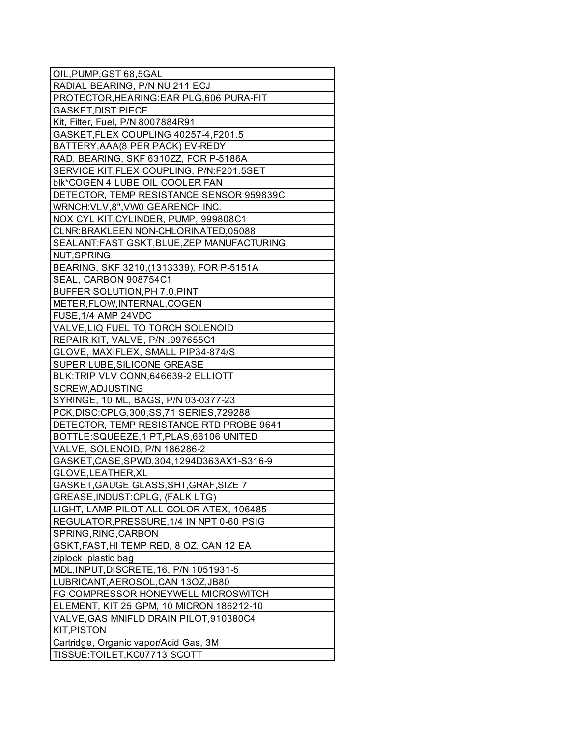| OIL,PUMP,GST 68,5GAL |
|---|
| RADIAL BEARING, P/N NU 211 ECJ |
| PROTECTOR,HEARING:EAR PLG,606 PURA-FIT |
| GASKET,DIST PIECE |
| Kit, Filter, Fuel, P/N 8007884R91 |
| GASKET,FLEX COUPLING 40257-4,F201.5 |
| BATTERY,AAA(8 PER PACK) EV-REDY |
| RAD. BEARING, SKF 6310ZZ, FOR P-5186A |
| SERVICE KIT,FLEX COUPLING, P/N:F201.5SET |
| blk*COGEN 4 LUBE OIL COOLER FAN |
| DETECTOR, TEMP RESISTANCE SENSOR 959839C |
| WRNCH:VLV,8",VW0 GEARENCH INC. |
| NOX CYL KIT,CYLINDER, PUMP, 999808C1 |
| CLNR:BRAKLEEN NON-CHLORINATED,05088 |
| SEALANT:FAST GSKT,BLUE,ZEP MANUFACTURING |
| NUT,SPRING |
| BEARING, SKF 3210,(1313339), FOR P-5151A |
| SEAL, CARBON 908754C1 |
| BUFFER SOLUTION,PH 7.0,PINT |
| METER,FLOW,INTERNAL,COGEN |
| FUSE,1/4 AMP 24VDC |
| VALVE,LIQ FUEL TO TORCH SOLENOID |
| REPAIR KIT, VALVE, P/N .997655C1 |
| GLOVE, MAXIFLEX, SMALL PIP34-874/S |
| SUPER LUBE,SILICONE GREASE |
| BLK:TRIP VLV CONN,646639-2 ELLIOTT |
| SCREW,ADJUSTING |
| SYRINGE, 10 ML, BAGS, P/N 03-0377-23 |
| PCK,DISC:CPLG,300,SS,71 SERIES,729288 |
| DETECTOR, TEMP RESISTANCE RTD PROBE 9641 |
| BOTTLE:SQUEEZE,1 PT,PLAS,66106 UNITED |
| VALVE, SOLENOID, P/N 186286-2 |
| GASKET,CASE,SPWD,304,1294D363AX1-S316-9 |
| GLOVE,LEATHER,XL |
| GASKET,GAUGE GLASS,SHT,GRAF,SIZE 7 |
| GREASE,INDUST:CPLG, (FALK LTG) |
| LIGHT, LAMP PILOT ALL COLOR ATEX, 106485 |
| REGULATOR,PRESSURE,1/4 IN NPT 0-60 PSIG |
| SPRING,RING,CARBON |
| GSKT,FAST,HI TEMP RED, 8 OZ. CAN 12 EA |
| ziplock plastic bag |
| MDL,INPUT,DISCRETE,16, P/N 1051931-5 |
| LUBRICANT,AEROSOL,CAN 13OZ,JB80 |
| FG COMPRESSOR HONEYWELL MICROSWITCH |
| ELEMENT, KIT 25 GPM, 10 MICRON 186212-10 |
| VALVE,GAS MNIFLD DRAIN PILOT,910380C4 |
| KIT,PISTON |
| Cartridge, Organic vapor/Acid Gas, 3M |
| TISSUE:TOILET,KC07713 SCOTT |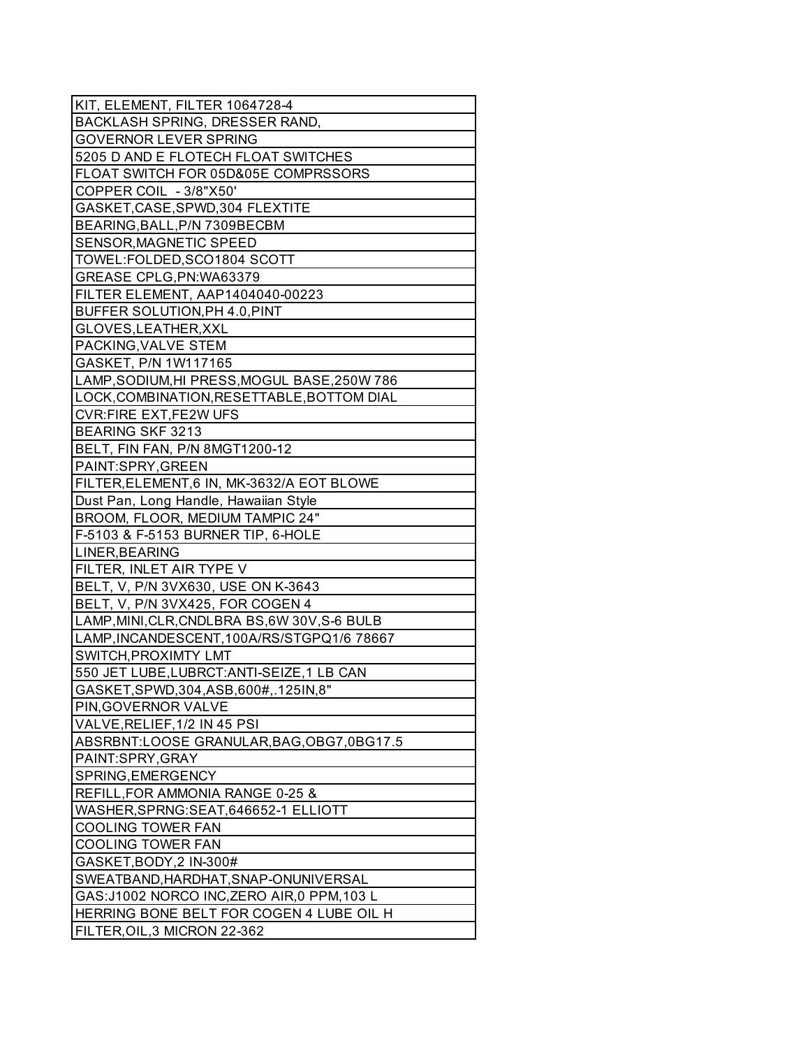| KIT, ELEMENT, FILTER 1064728-4 |
|---|
| BACKLASH SPRING, DRESSER RAND, |
| GOVERNOR LEVER SPRING |
| 5205 D AND E FLOTECH FLOAT SWITCHES |
| FLOAT SWITCH FOR 05D&05E COMPRSSORS |
| COPPER COIL - 3/8"X50' |
| GASKET,CASE,SPWD,304 FLEXTITE |
| BEARING,BALL,P/N 7309BECBM |
| SENSOR,MAGNETIC SPEED |
| TOWEL:FOLDED,SCO1804 SCOTT |
| GREASE CPLG,PN:WA63379 |
| FILTER ELEMENT, AAP1404040-00223 |
| BUFFER SOLUTION,PH 4.0,PINT |
| GLOVES,LEATHER,XXL |
| PACKING,VALVE STEM |
| GASKET, P/N 1W117165 |
| LAMP,SODIUM,HI PRESS,MOGUL BASE,250W 786 |
| LOCK,COMBINATION,RESETTABLE,BOTTOM DIAL |
| CVR:FIRE EXT,FE2W UFS |
| BEARING SKF 3213 |
| BELT, FIN FAN, P/N 8MGT1200-12 |
| PAINT:SPRY,GREEN |
| FILTER,ELEMENT,6 IN, MK-3632/A EOT BLOWE |
| Dust Pan, Long Handle, Hawaiian Style |
| BROOM, FLOOR, MEDIUM TAMPIC 24" |
| F-5103 & F-5153 BURNER TIP, 6-HOLE |
| LINER,BEARING |
| FILTER, INLET AIR TYPE V |
| BELT, V, P/N 3VX630, USE ON K-3643 |
| BELT, V, P/N 3VX425, FOR COGEN 4 |
| LAMP,MINI,CLR,CNDLBRA BS,6W 30V,S-6 BULB |
| LAMP,INCANDESCENT,100A/RS/STGPQ1/6 78667 |
| SWITCH,PROXIMTY LMT |
| 550 JET LUBE,LUBRCT:ANTI-SEIZE,1 LB CAN |
| GASKET,SPWD,304,ASB,600#,.125IN,8" |
| PIN,GOVERNOR VALVE |
| VALVE,RELIEF,1/2 IN 45 PSI |
| ABSRBNT:LOOSE GRANULAR,BAG,OBG7,0BG17.5 |
| PAINT:SPRY,GRAY |
| SPRING,EMERGENCY |
| REFILL,FOR AMMONIA RANGE 0-25 & |
| WASHER,SPRNG:SEAT,646652-1 ELLIOTT |
| COOLING TOWER FAN |
| COOLING TOWER FAN |
| GASKET,BODY,2 IN-300# |
| SWEATBAND,HARDHAT,SNAP-ONUNIVERSAL |
| GAS:J1002 NORCO INC,ZERO AIR,0 PPM,103 L |
| HERRING BONE BELT FOR COGEN 4 LUBE OIL H |
| FILTER,OIL,3 MICRON 22-362 |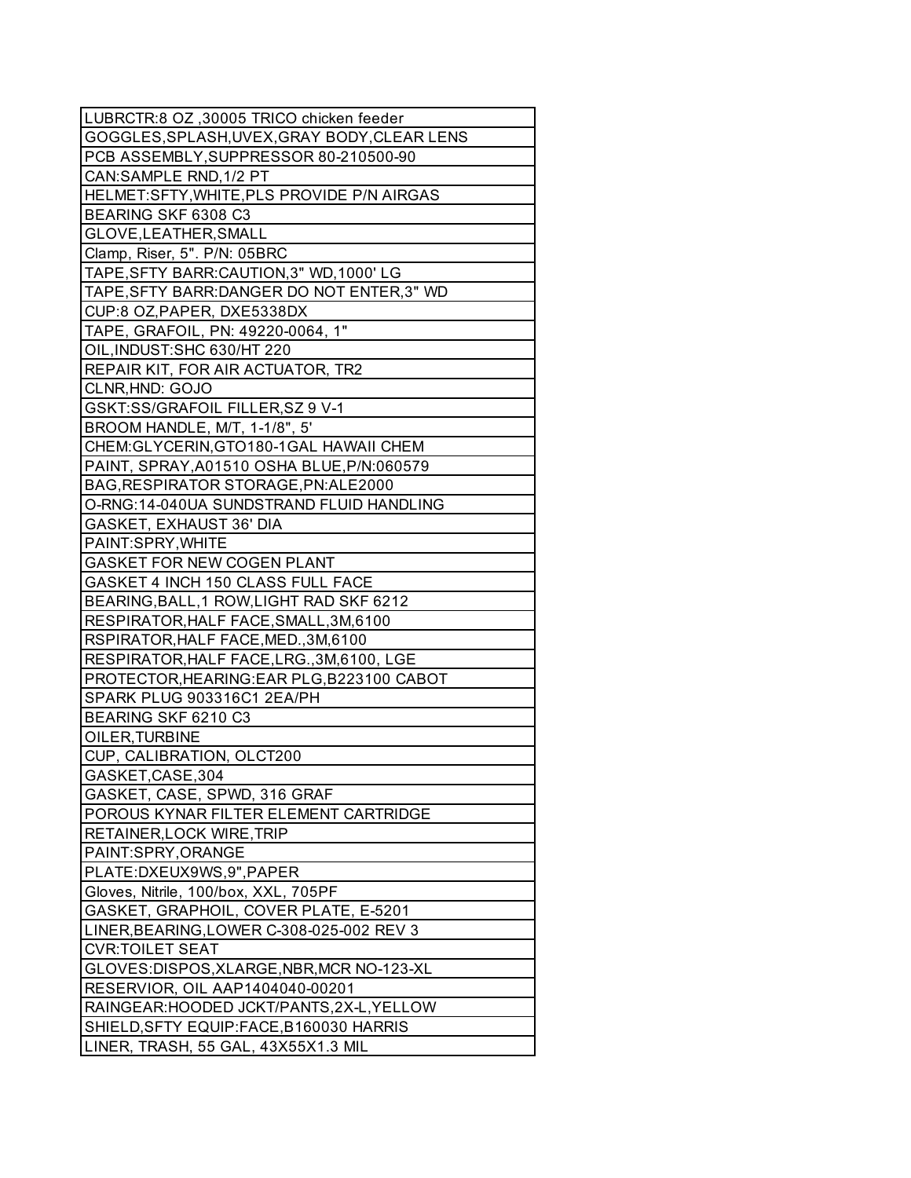| LUBRCTR:8 OZ ,30005 TRICO chicken feeder |
|---|
| GOGGLES,SPLASH,UVEX,GRAY BODY,CLEAR LENS |
| PCB ASSEMBLY,SUPPRESSOR 80-210500-90 |
| CAN:SAMPLE RND,1/2 PT |
| HELMET:SFTY,WHITE,PLS PROVIDE P/N AIRGAS |
| BEARING SKF 6308 C3 |
| GLOVE,LEATHER,SMALL |
| Clamp, Riser, 5". P/N: 05BRC |
| TAPE,SFTY BARR:CAUTION,3" WD,1000' LG |
| TAPE,SFTY BARR:DANGER DO NOT ENTER,3" WD |
| CUP:8 OZ,PAPER, DXE5338DX |
| TAPE, GRAFOIL, PN: 49220-0064, 1" |
| OIL,INDUST:SHC 630/HT 220 |
| REPAIR KIT, FOR AIR ACTUATOR, TR2 |
| CLNR,HND: GOJO |
| GSKT:SS/GRAFOIL FILLER,SZ 9 V-1 |
| BROOM HANDLE, M/T, 1-1/8", 5' |
| CHEM:GLYCERIN,GTO180-1GAL HAWAII CHEM |
| PAINT, SPRAY,A01510 OSHA BLUE,P/N:060579 |
| BAG,RESPIRATOR STORAGE,PN:ALE2000 |
| O-RNG:14-040UA SUNDSTRAND FLUID HANDLING |
| GASKET, EXHAUST 36' DIA |
| PAINT:SPRY,WHITE |
| GASKET FOR NEW COGEN PLANT |
| GASKET 4 INCH 150 CLASS FULL FACE |
| BEARING,BALL,1 ROW,LIGHT RAD SKF 6212 |
| RESPIRATOR,HALF FACE,SMALL,3M,6100 |
| RSPIRATOR,HALF FACE,MED.,3M,6100 |
| RESPIRATOR,HALF FACE,LRG.,3M,6100, LGE |
| PROTECTOR,HEARING:EAR PLG,B223100 CABOT |
| SPARK PLUG 903316C1 2EA/PH |
| BEARING SKF 6210 C3 |
| OILER,TURBINE |
| CUP, CALIBRATION, OLCT200 |
| GASKET,CASE,304 |
| GASKET, CASE, SPWD, 316 GRAF |
| POROUS KYNAR FILTER ELEMENT CARTRIDGE |
| RETAINER,LOCK WIRE,TRIP |
| PAINT:SPRY,ORANGE |
| PLATE:DXEUX9WS,9",PAPER |
| Gloves, Nitrile, 100/box, XXL, 705PF |
| GASKET, GRAPHOIL, COVER PLATE, E-5201 |
| LINER,BEARING,LOWER C-308-025-002 REV 3 |
| CVR:TOILET SEAT |
| GLOVES:DISPOS,XLARGE,NBR,MCR NO-123-XL |
| RESERVIOR, OIL AAP1404040-00201 |
| RAINGEAR:HOODED JCKT/PANTS,2X-L,YELLOW |
| SHIELD,SFTY EQUIP:FACE,B160030 HARRIS |
| LINER, TRASH, 55 GAL, 43X55X1.3 MIL |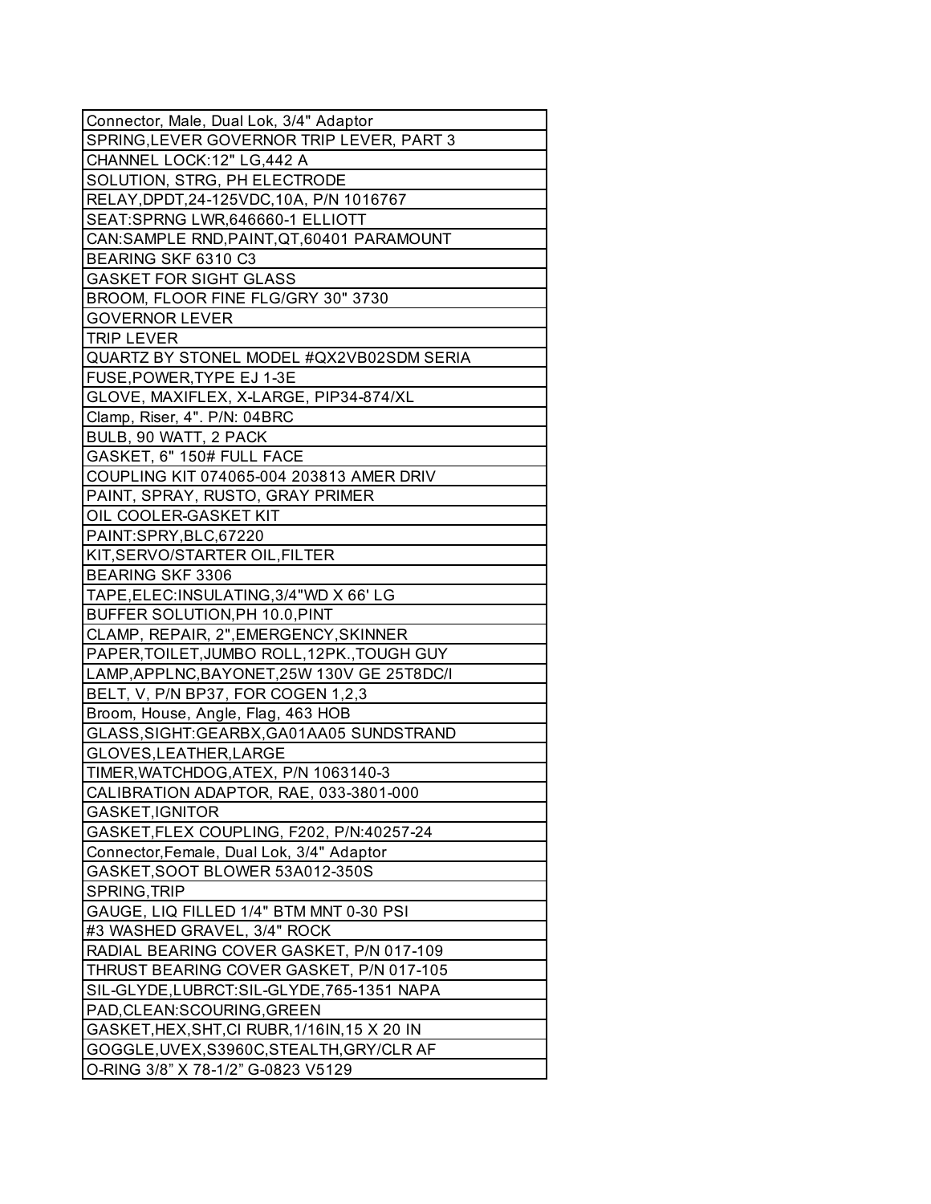| Connector, Male, Dual Lok, 3/4" Adaptor |
| --- |
| SPRING,LEVER GOVERNOR TRIP LEVER, PART 3 |
| CHANNEL LOCK:12" LG,442 A |
| SOLUTION, STRG, PH ELECTRODE |
| RELAY,DPDT,24-125VDC,10A, P/N 1016767 |
| SEAT:SPRNG LWR,646660-1 ELLIOTT |
| CAN:SAMPLE RND,PAINT,QT,60401 PARAMOUNT |
| BEARING SKF 6310 C3 |
| GASKET FOR SIGHT GLASS |
| BROOM, FLOOR FINE FLG/GRY 30" 3730 |
| GOVERNOR LEVER |
| TRIP LEVER |
| QUARTZ BY STONEL MODEL #QX2VB02SDM SERIA |
| FUSE,POWER,TYPE EJ 1-3E |
| GLOVE, MAXIFLEX, X-LARGE, PIP34-874/XL |
| Clamp, Riser, 4". P/N: 04BRC |
| BULB, 90 WATT, 2 PACK |
| GASKET, 6" 150# FULL FACE |
| COUPLING KIT 074065-004 203813 AMER DRIV |
| PAINT, SPRAY, RUSTO, GRAY PRIMER |
| OIL COOLER-GASKET KIT |
| PAINT:SPRY,BLC,67220 |
| KIT,SERVO/STARTER OIL,FILTER |
| BEARING SKF 3306 |
| TAPE,ELEC:INSULATING,3/4"WD X 66' LG |
| BUFFER SOLUTION,PH 10.0,PINT |
| CLAMP, REPAIR, 2",EMERGENCY,SKINNER |
| PAPER,TOILET,JUMBO ROLL,12PK.,TOUGH GUY |
| LAMP,APPLNC,BAYONET,25W 130V GE 25T8DC/I |
| BELT, V, P/N BP37, FOR COGEN 1,2,3 |
| Broom, House, Angle, Flag, 463 HOB |
| GLASS,SIGHT:GEARBX,GA01AA05 SUNDSTRAND |
| GLOVES,LEATHER,LARGE |
| TIMER,WATCHDOG,ATEX, P/N 1063140-3 |
| CALIBRATION ADAPTOR, RAE, 033-3801-000 |
| GASKET,IGNITOR |
| GASKET,FLEX COUPLING, F202, P/N:40257-24 |
| Connector,Female, Dual Lok, 3/4" Adaptor |
| GASKET,SOOT BLOWER 53A012-350S |
| SPRING,TRIP |
| GAUGE, LIQ FILLED 1/4" BTM MNT 0-30 PSI |
| #3 WASHED GRAVEL, 3/4" ROCK |
| RADIAL BEARING COVER GASKET, P/N 017-109 |
| THRUST BEARING COVER GASKET, P/N 017-105 |
| SIL-GLYDE,LUBRCT:SIL-GLYDE,765-1351 NAPA |
| PAD,CLEAN:SCOURING,GREEN |
| GASKET,HEX,SHT,CI RUBR,1/16IN,15 X 20 IN |
| GOGGLE,UVEX,S3960C,STEALTH,GRY/CLR AF |
| O-RING 3/8" X 78-1/2" G-0823 V5129 |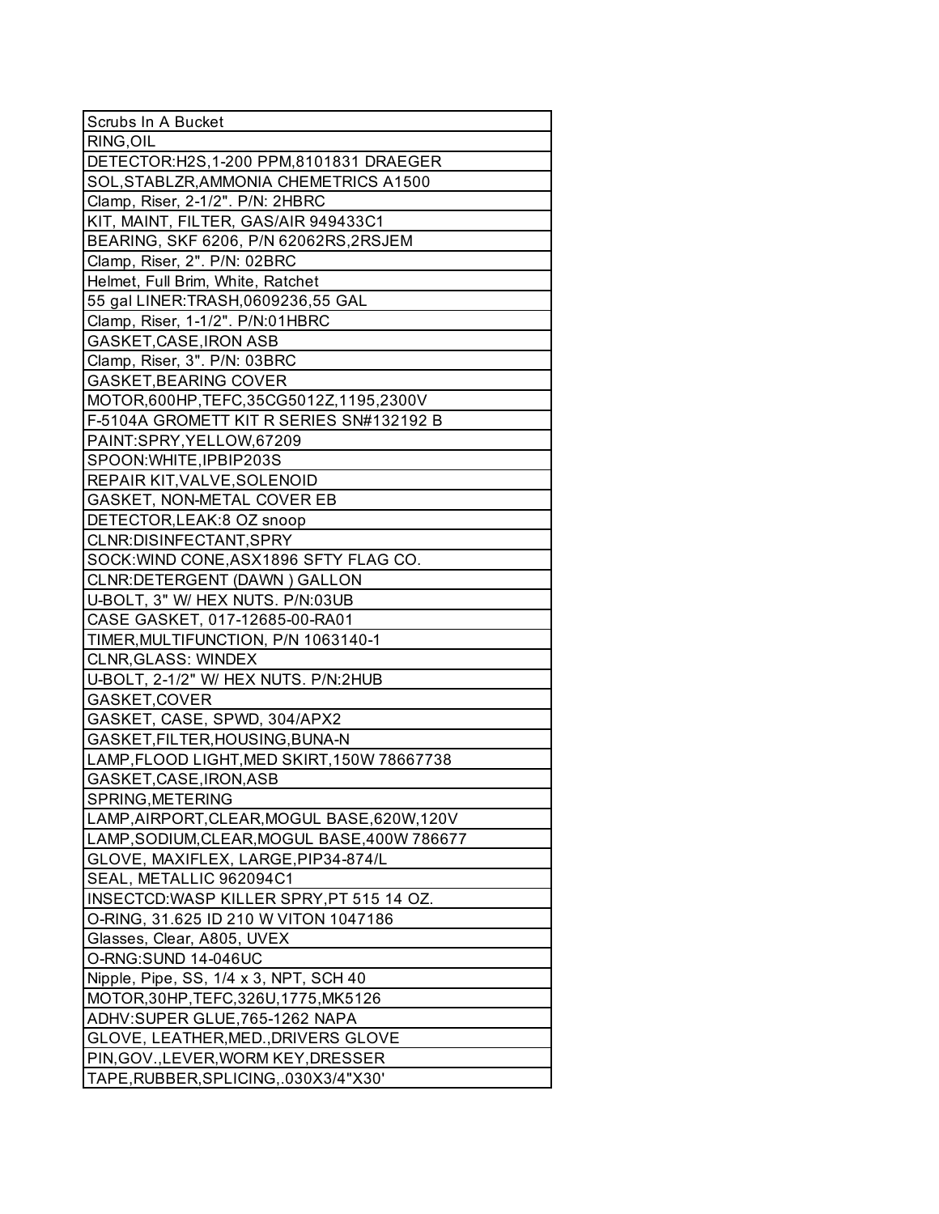| Scrubs In A Bucket |
|---|
| RING,OIL |
| DETECTOR:H2S,1-200 PPM,8101831 DRAEGER |
| SOL,STABLZR,AMMONIA CHEMETRICS A1500 |
| Clamp, Riser, 2-1/2". P/N: 2HBRC |
| KIT, MAINT, FILTER, GAS/AIR 949433C1 |
| BEARING, SKF 6206, P/N 62062RS,2RSJEM |
| Clamp, Riser, 2". P/N: 02BRC |
| Helmet, Full Brim, White, Ratchet |
| 55 gal LINER:TRASH,0609236,55 GAL |
| Clamp, Riser, 1-1/2". P/N:01HBRC |
| GASKET,CASE,IRON ASB |
| Clamp, Riser, 3". P/N: 03BRC |
| GASKET,BEARING COVER |
| MOTOR,600HP,TEFC,35CG5012Z,1195,2300V |
| F-5104A GROMETT KIT R SERIES SN#132192 B |
| PAINT:SPRY,YELLOW,67209 |
| SPOON:WHITE,IPBIP203S |
| REPAIR KIT,VALVE,SOLENOID |
| GASKET, NON-METAL COVER EB |
| DETECTOR,LEAK:8 OZ snoop |
| CLNR:DISINFECTANT,SPRY |
| SOCK:WIND CONE,ASX1896 SFTY FLAG CO. |
| CLNR:DETERGENT (DAWN ) GALLON |
| U-BOLT, 3" W/ HEX NUTS. P/N:03UB |
| CASE GASKET, 017-12685-00-RA01 |
| TIMER,MULTIFUNCTION, P/N 1063140-1 |
| CLNR,GLASS: WINDEX |
| U-BOLT, 2-1/2" W/ HEX NUTS. P/N:2HUB |
| GASKET,COVER |
| GASKET, CASE, SPWD, 304/APX2 |
| GASKET,FILTER,HOUSING,BUNA-N |
| LAMP,FLOOD LIGHT,MED SKIRT,150W 78667738 |
| GASKET,CASE,IRON,ASB |
| SPRING,METERING |
| LAMP,AIRPORT,CLEAR,MOGUL BASE,620W,120V |
| LAMP,SODIUM,CLEAR,MOGUL BASE,400W 786677 |
| GLOVE, MAXIFLEX, LARGE,PIP34-874/L |
| SEAL, METALLIC 962094C1 |
| INSECTCD:WASP KILLER SPRY,PT 515 14 OZ. |
| O-RING, 31.625 ID 210 W VITON 1047186 |
| Glasses, Clear, A805, UVEX |
| O-RNG:SUND 14-046UC |
| Nipple, Pipe, SS, 1/4 x 3, NPT, SCH 40 |
| MOTOR,30HP,TEFC,326U,1775,MK5126 |
| ADHV:SUPER GLUE,765-1262 NAPA |
| GLOVE, LEATHER,MED.,DRIVERS GLOVE |
| PIN,GOV.,LEVER,WORM KEY,DRESSER |
| TAPE,RUBBER,SPLICING,.030X3/4"X30' |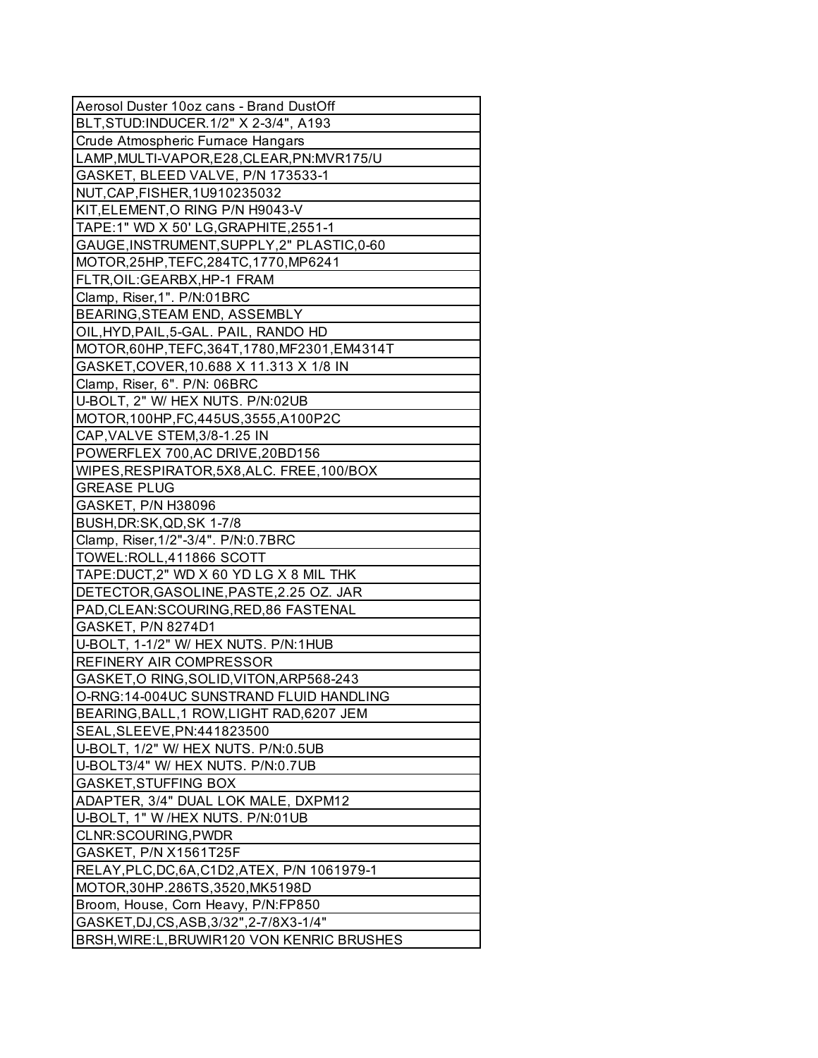| Aerosol Duster 10oz cans - Brand DustOff |
|---|
| BLT,STUD:INDUCER.1/2" X 2-3/4", A193 |
| Crude Atmospheric Furnace Hangars |
| LAMP,MULTI-VAPOR,E28,CLEAR,PN:MVR175/U |
| GASKET, BLEED VALVE, P/N 173533-1 |
| NUT,CAP,FISHER,1U910235032 |
| KIT,ELEMENT,O RING P/N H9043-V |
| TAPE:1" WD X 50' LG,GRAPHITE,2551-1 |
| GAUGE,INSTRUMENT,SUPPLY,2" PLASTIC,0-60 |
| MOTOR,25HP,TEFC,284TC,1770,MP6241 |
| FLTR,OIL:GEARBX,HP-1 FRAM |
| Clamp, Riser,1". P/N:01BRC |
| BEARING,STEAM END, ASSEMBLY |
| OIL,HYD,PAIL,5-GAL. PAIL, RANDO HD |
| MOTOR,60HP,TEFC,364T,1780,MF2301,EM4314T |
| GASKET,COVER,10.688 X 11.313 X 1/8 IN |
| Clamp, Riser, 6". P/N: 06BRC |
| U-BOLT, 2" W/ HEX NUTS. P/N:02UB |
| MOTOR,100HP,FC,445US,3555,A100P2C |
| CAP,VALVE STEM,3/8-1.25 IN |
| POWERFLEX 700,AC DRIVE,20BD156 |
| WIPES,RESPIRATOR,5X8,ALC. FREE,100/BOX |
| GREASE PLUG |
| GASKET, P/N H38096 |
| BUSH,DR:SK,QD,SK 1-7/8 |
| Clamp, Riser,1/2"-3/4". P/N:0.7BRC |
| TOWEL:ROLL,411866 SCOTT |
| TAPE:DUCT,2" WD X 60 YD LG X 8 MIL THK |
| DETECTOR,GASOLINE,PASTE,2.25 OZ. JAR |
| PAD,CLEAN:SCOURING,RED,86 FASTENAL |
| GASKET, P/N 8274D1 |
| U-BOLT, 1-1/2" W/ HEX NUTS. P/N:1HUB |
| REFINERY AIR COMPRESSOR |
| GASKET,O RING,SOLID,VITON,ARP568-243 |
| O-RNG:14-004UC SUNSTRAND FLUID HANDLING |
| BEARING,BALL,1 ROW,LIGHT RAD,6207 JEM |
| SEAL,SLEEVE,PN:441823500 |
| U-BOLT, 1/2" W/ HEX NUTS. P/N:0.5UB |
| U-BOLT3/4" W/ HEX NUTS. P/N:0.7UB |
| GASKET,STUFFING BOX |
| ADAPTER, 3/4" DUAL LOK MALE, DXPM12 |
| U-BOLT, 1" W /HEX NUTS. P/N:01UB |
| CLNR:SCOURING,PWDR |
| GASKET, P/N X1561T25F |
| RELAY,PLC,DC,6A,C1D2,ATEX, P/N 1061979-1 |
| MOTOR,30HP.286TS,3520,MK5198D |
| Broom, House, Corn Heavy, P/N:FP850 |
| GASKET,DJ,CS,ASB,3/32",2-7/8X3-1/4" |
| BRSH,WIRE:L,BRUWIR120 VON KENRIC BRUSHES |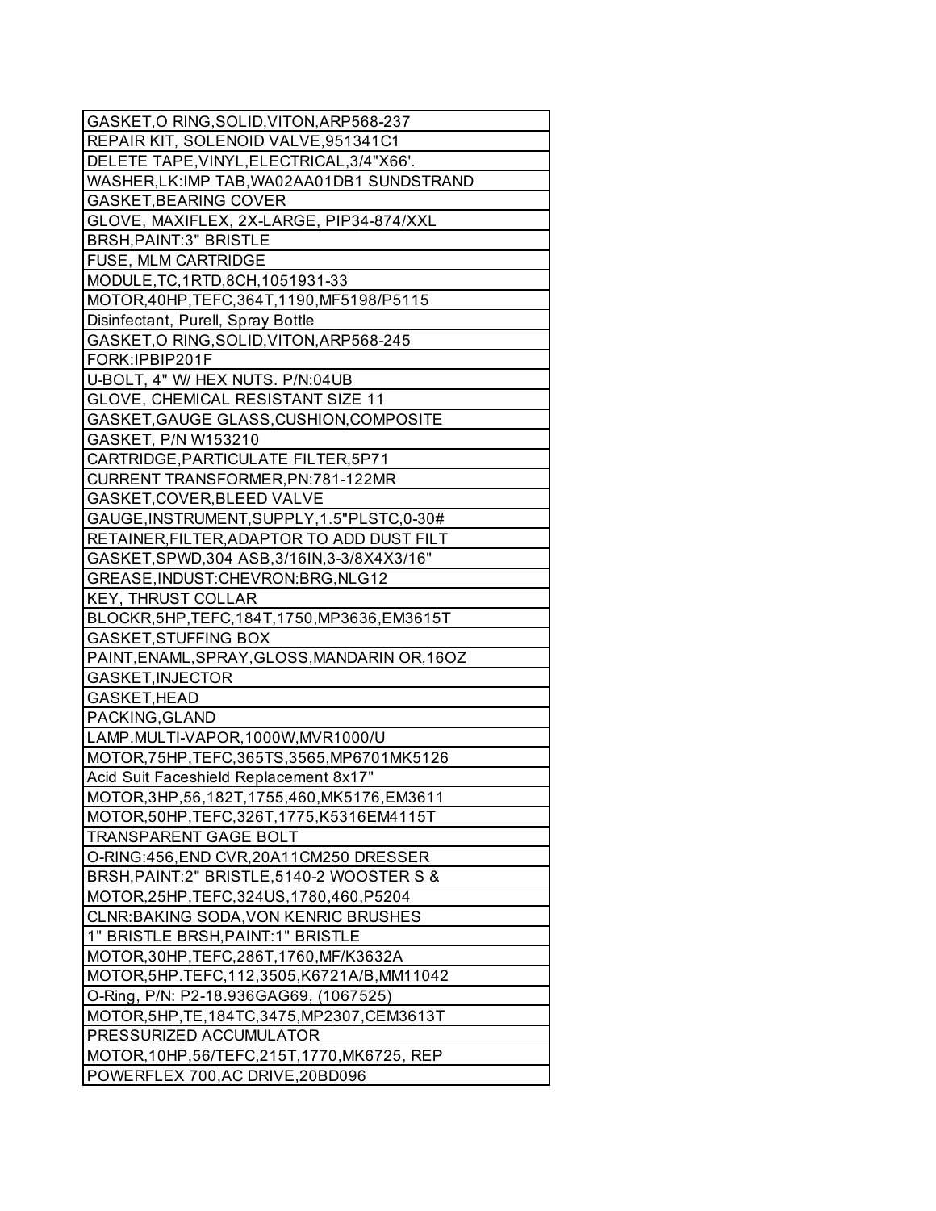| GASKET,O RING,SOLID,VITON,ARP568-237 |
|---|
| REPAIR KIT, SOLENOID VALVE,951341C1 |
| DELETE TAPE,VINYL,ELECTRICAL,3/4"X66'. |
| WASHER,LK:IMP TAB,WA02AA01DB1 SUNDSTRAND |
| GASKET,BEARING COVER |
| GLOVE, MAXIFLEX, 2X-LARGE, PIP34-874/XXL |
| BRSH,PAINT:3" BRISTLE |
| FUSE, MLM CARTRIDGE |
| MODULE,TC,1RTD,8CH,1051931-33 |
| MOTOR,40HP,TEFC,364T,1190,MF5198/P5115 |
| Disinfectant, Purell, Spray Bottle |
| GASKET,O RING,SOLID,VITON,ARP568-245 |
| FORK:IPBIP201F |
| U-BOLT, 4" W/ HEX NUTS. P/N:04UB |
| GLOVE, CHEMICAL RESISTANT SIZE 11 |
| GASKET,GAUGE GLASS,CUSHION,COMPOSITE |
| GASKET, P/N W153210 |
| CARTRIDGE,PARTICULATE FILTER,5P71 |
| CURRENT TRANSFORMER,PN:781-122MR |
| GASKET,COVER,BLEED VALVE |
| GAUGE,INSTRUMENT,SUPPLY,1.5"PLSTC,0-30# |
| RETAINER,FILTER,ADAPTOR TO ADD DUST FILT |
| GASKET,SPWD,304 ASB,3/16IN,3-3/8X4X3/16" |
| GREASE,INDUST:CHEVRON:BRG,NLG12 |
| KEY, THRUST COLLAR |
| BLOCKR,5HP,TEFC,184T,1750,MP3636,EM3615T |
| GASKET,STUFFING BOX |
| PAINT,ENAML,SPRAY,GLOSS,MANDARIN OR,16OZ |
| GASKET,INJECTOR |
| GASKET,HEAD |
| PACKING,GLAND |
| LAMP.MULTI-VAPOR,1000W,MVR1000/U |
| MOTOR,75HP,TEFC,365TS,3565,MP6701MK5126 |
| Acid Suit Faceshield Replacement 8x17" |
| MOTOR,3HP,56,182T,1755,460,MK5176,EM3611 |
| MOTOR,50HP,TEFC,326T,1775,K5316EM4115T |
| TRANSPARENT GAGE BOLT |
| O-RING:456,END CVR,20A11CM250 DRESSER |
| BRSH,PAINT:2" BRISTLE,5140-2 WOOSTER S & |
| MOTOR,25HP,TEFC,324US,1780,460,P5204 |
| CLNR:BAKING SODA,VON KENRIC BRUSHES |
| 1" BRISTLE BRSH,PAINT:1" BRISTLE |
| MOTOR,30HP,TEFC,286T,1760,MF/K3632A |
| MOTOR,5HP.TEFC,112,3505,K6721A/B,MM11042 |
| O-Ring, P/N: P2-18.936GAG69, (1067525) |
| MOTOR,5HP,TE,184TC,3475,MP2307,CEM3613T |
| PRESSURIZED ACCUMULATOR |
| MOTOR,10HP,56/TEFC,215T,1770,MK6725, REP |
| POWERFLEX 700,AC DRIVE,20BD096 |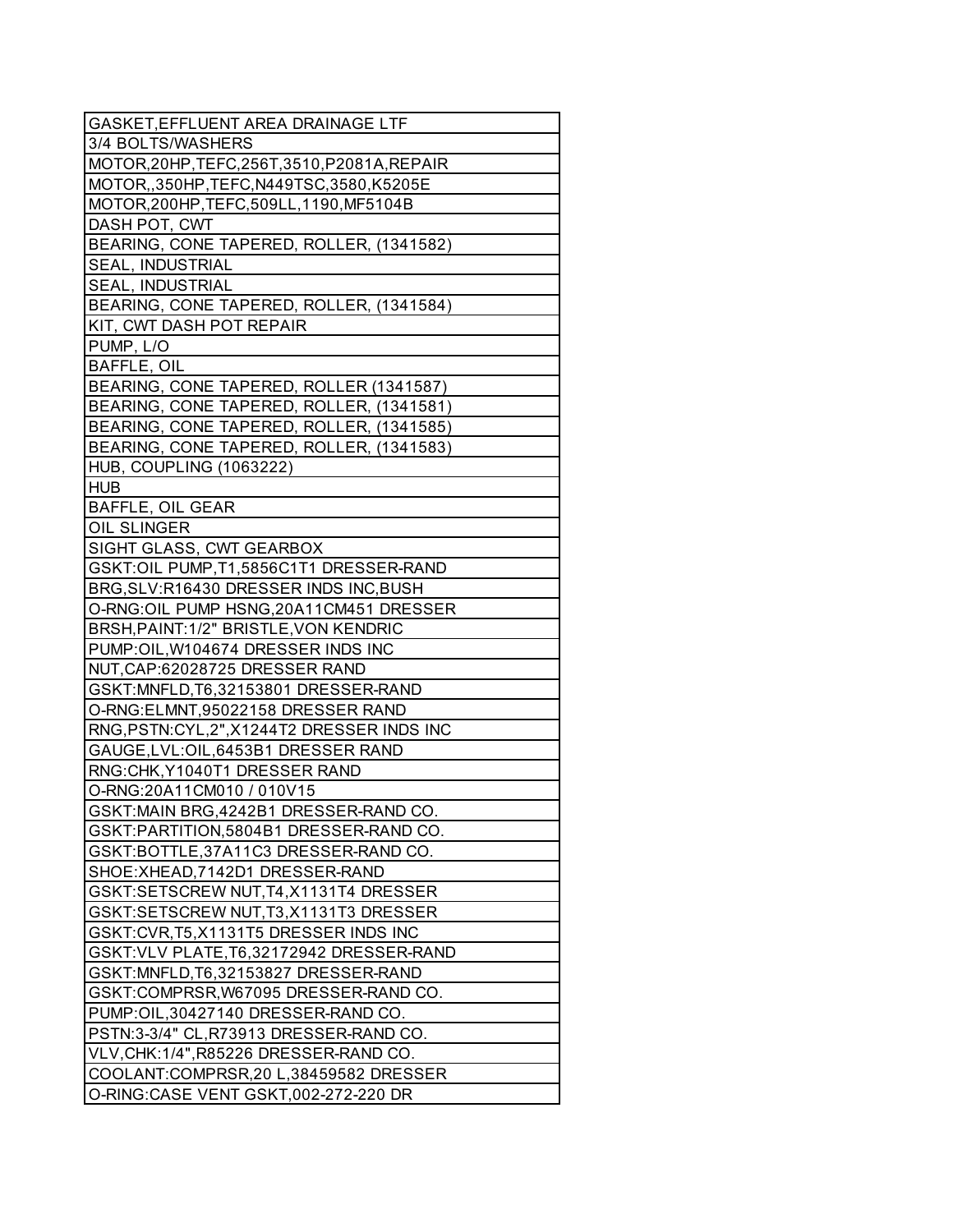| GASKET,EFFLUENT AREA DRAINAGE LTF |
|---|
| 3/4 BOLTS/WASHERS |
| MOTOR,20HP,TEFC,256T,3510,P2081A,REPAIR |
| MOTOR,,350HP,TEFC,N449TSC,3580,K5205E |
| MOTOR,200HP,TEFC,509LL,1190,MF5104B |
| DASH POT, CWT |
| BEARING, CONE TAPERED, ROLLER, (1341582) |
| SEAL, INDUSTRIAL |
| SEAL, INDUSTRIAL |
| BEARING, CONE TAPERED, ROLLER, (1341584) |
| KIT, CWT DASH POT REPAIR |
| PUMP, L/O |
| BAFFLE, OIL |
| BEARING, CONE TAPERED, ROLLER (1341587) |
| BEARING, CONE TAPERED, ROLLER, (1341581) |
| BEARING, CONE TAPERED, ROLLER, (1341585) |
| BEARING, CONE TAPERED, ROLLER, (1341583) |
| HUB, COUPLING (1063222) |
| HUB |
| BAFFLE, OIL GEAR |
| OIL SLINGER |
| SIGHT GLASS, CWT GEARBOX |
| GSKT:OIL PUMP,T1,5856C1T1 DRESSER-RAND |
| BRG,SLV:R16430 DRESSER INDS INC,BUSH |
| O-RNG:OIL PUMP HSNG,20A11CM451 DRESSER |
| BRSH,PAINT:1/2" BRISTLE,VON KENDRIC |
| PUMP:OIL,W104674 DRESSER INDS INC |
| NUT,CAP:62028725 DRESSER RAND |
| GSKT:MNFLD,T6,32153801 DRESSER-RAND |
| O-RNG:ELMNT,95022158 DRESSER RAND |
| RNG,PSTN:CYL,2",X1244T2 DRESSER INDS INC |
| GAUGE,LVL:OIL,6453B1 DRESSER RAND |
| RNG:CHK,Y1040T1 DRESSER RAND |
| O-RNG:20A11CM010 / 010V15 |
| GSKT:MAIN BRG,4242B1 DRESSER-RAND CO. |
| GSKT:PARTITION,5804B1 DRESSER-RAND CO. |
| GSKT:BOTTLE,37A11C3 DRESSER-RAND CO. |
| SHOE:XHEAD,7142D1 DRESSER-RAND |
| GSKT:SETSCREW NUT,T4,X1131T4 DRESSER |
| GSKT:SETSCREW NUT,T3,X1131T3 DRESSER |
| GSKT:CVR,T5,X1131T5 DRESSER INDS INC |
| GSKT:VLV PLATE,T6,32172942 DRESSER-RAND |
| GSKT:MNFLD,T6,32153827 DRESSER-RAND |
| GSKT:COMPRSR,W67095 DRESSER-RAND CO. |
| PUMP:OIL,30427140 DRESSER-RAND CO. |
| PSTN:3-3/4" CL,R73913 DRESSER-RAND CO. |
| VLV,CHK:1/4",R85226 DRESSER-RAND CO. |
| COOLANT:COMPRSR,20 L,38459582 DRESSER |
| O-RING:CASE VENT GSKT,002-272-220 DR |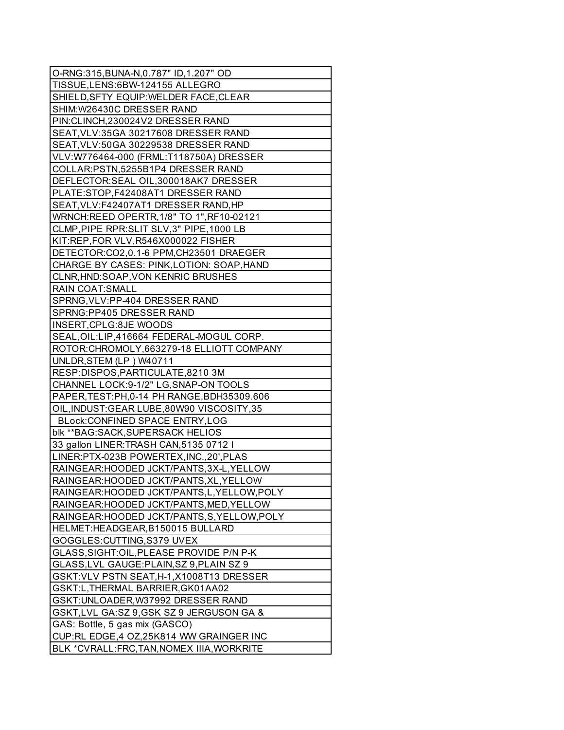| O-RNG:315,BUNA-N,0.787" ID,1.207" OD |
|---|
| TISSUE,LENS:6BW-124155 ALLEGRO |
| SHIELD,SFTY EQUIP:WELDER FACE,CLEAR |
| SHIM:W26430C DRESSER RAND |
| PIN:CLINCH,230024V2 DRESSER RAND |
| SEAT,VLV:35GA 30217608 DRESSER RAND |
| SEAT,VLV:50GA 30229538 DRESSER RAND |
| VLV:W776464-000 (FRML:T118750A) DRESSER |
| COLLAR:PSTN,5255B1P4 DRESSER RAND |
| DEFLECTOR:SEAL OIL,300018AK7 DRESSER |
| PLATE:STOP,F42408AT1 DRESSER RAND |
| SEAT,VLV:F42407AT1 DRESSER RAND,HP |
| WRNCH:REED OPERTR,1/8" TO 1",RF10-02121 |
| CLMP,PIPE RPR:SLIT SLV,3" PIPE,1000 LB |
| KIT:REP,FOR VLV,R546X000022 FISHER |
| DETECTOR:CO2,0.1-6 PPM,CH23501 DRAEGER |
| CHARGE BY CASES: PINK,LOTION: SOAP,HAND |
| CLNR,HND:SOAP,VON KENRIC BRUSHES |
| RAIN COAT:SMALL |
| SPRNG,VLV:PP-404 DRESSER RAND |
| SPRNG:PP405 DRESSER RAND |
| INSERT,CPLG:8JE WOODS |
| SEAL,OIL:LIP,416664 FEDERAL-MOGUL CORP. |
| ROTOR:CHROMOLY,663279-18 ELLIOTT COMPANY |
| UNLDR,STEM (LP ) W40711 |
| RESP:DISPOS,PARTICULATE,8210 3M |
| CHANNEL LOCK:9-1/2" LG,SNAP-ON TOOLS |
| PAPER,TEST:PH,0-14 PH RANGE,BDH35309.606 |
| OIL,INDUST:GEAR LUBE,80W90 VISCOSITY,35 |
| BLock:CONFINED SPACE ENTRY,LOG |
| blk **BAG:SACK,SUPERSACK HELIOS |
| 33 gallon LINER:TRASH CAN,5135 0712 I |
| LINER:PTX-023B POWERTEX,INC.,20',PLAS |
| RAINGEAR:HOODED JCKT/PANTS,3X-L,YELLOW |
| RAINGEAR:HOODED JCKT/PANTS,XL,YELLOW |
| RAINGEAR:HOODED JCKT/PANTS,L,YELLOW,POLY |
| RAINGEAR:HOODED JCKT/PANTS,MED,YELLOW |
| RAINGEAR:HOODED JCKT/PANTS,S,YELLOW,POLY |
| HELMET:HEADGEAR,B150015 BULLARD |
| GOGGLES:CUTTING,S379 UVEX |
| GLASS,SIGHT:OIL,PLEASE PROVIDE P/N P-K |
| GLASS,LVL GAUGE:PLAIN,SZ 9,PLAIN SZ 9 |
| GSKT:VLV PSTN SEAT,H-1,X1008T13 DRESSER |
| GSKT:L,THERMAL BARRIER,GK01AA02 |
| GSKT:UNLOADER,W37992 DRESSER RAND |
| GSKT,LVL GA:SZ 9,GSK SZ 9 JERGUSON GA & |
| GAS: Bottle, 5 gas mix (GASCO) |
| CUP:RL EDGE,4 OZ,25K814 WW GRAINGER INC |
| BLK *CVRALL:FRC,TAN,NOMEX IIIA,WORKRITE |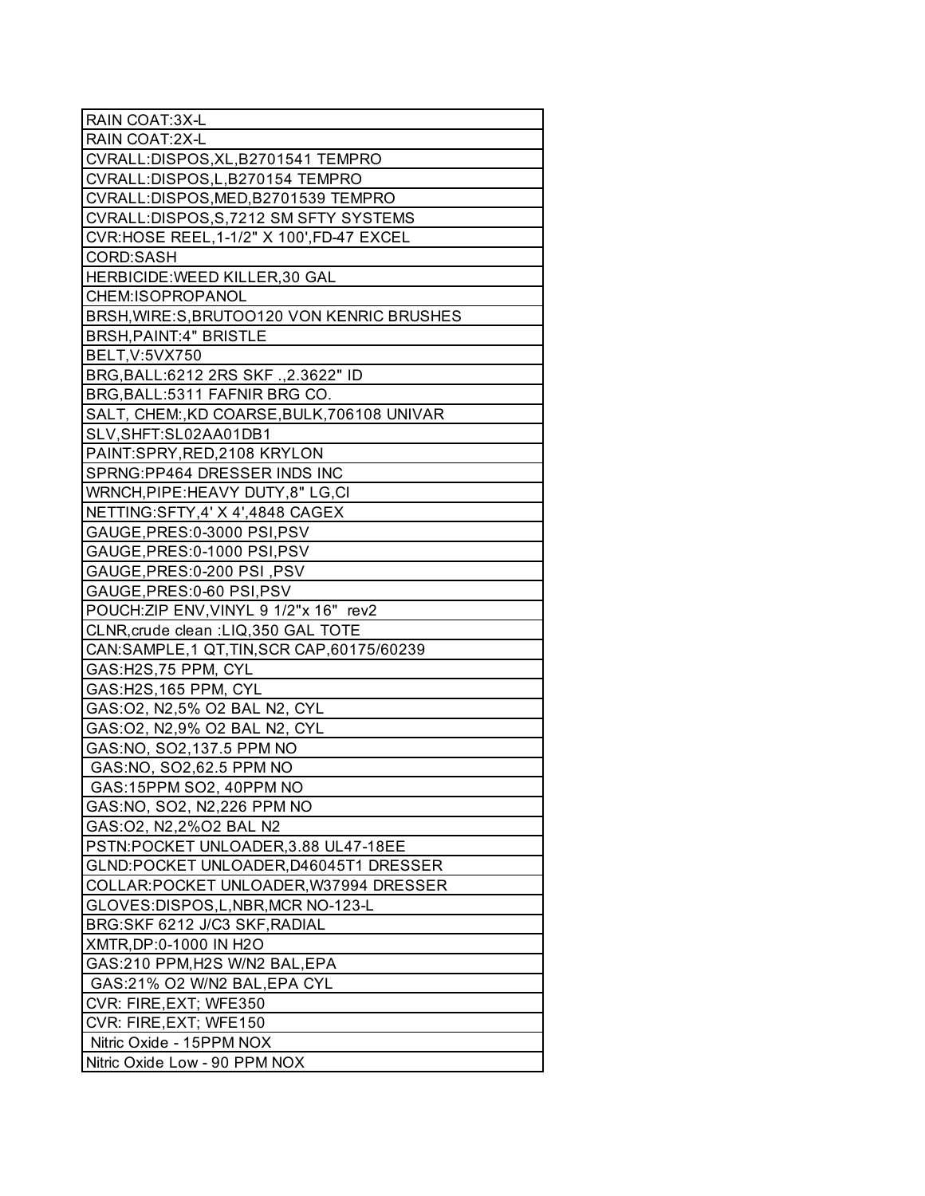| RAIN COAT:3X-L |
|---|
| RAIN COAT:2X-L |
| CVRALL:DISPOS,XL,B2701541 TEMPRO |
| CVRALL:DISPOS,L,B270154 TEMPRO |
| CVRALL:DISPOS,MED,B2701539 TEMPRO |
| CVRALL:DISPOS,S,7212 SM SFTY SYSTEMS |
| CVR:HOSE REEL,1-1/2" X 100',FD-47 EXCEL |
| CORD:SASH |
| HERBICIDE:WEED KILLER,30 GAL |
| CHEM:ISOPROPANOL |
| BRSH,WIRE:S,BRUTOO120 VON KENRIC BRUSHES |
| BRSH,PAINT:4" BRISTLE |
| BELT,V:5VX750 |
| BRG,BALL:6212 2RS SKF .,2.3622" ID |
| BRG,BALL:5311 FAFNIR BRG CO. |
| SALT, CHEM:,KD COARSE,BULK,706108 UNIVAR |
| SLV,SHFT:SL02AA01DB1 |
| PAINT:SPRY,RED,2108 KRYLON |
| SPRNG:PP464 DRESSER INDS INC |
| WRNCH,PIPE:HEAVY DUTY,8" LG,CI |
| NETTING:SFTY,4' X 4',4848 CAGEX |
| GAUGE,PRES:0-3000 PSI,PSV |
| GAUGE,PRES:0-1000 PSI,PSV |
| GAUGE,PRES:0-200 PSI ,PSV |
| GAUGE,PRES:0-60 PSI,PSV |
| POUCH:ZIP ENV,VINYL 9 1/2"x 16" rev2 |
| CLNR,crude clean :LIQ,350 GAL TOTE |
| CAN:SAMPLE,1 QT,TIN,SCR CAP,60175/60239 |
| GAS:H2S,75 PPM, CYL |
| GAS:H2S,165 PPM, CYL |
| GAS:O2, N2,5% O2 BAL N2, CYL |
| GAS:O2, N2,9% O2 BAL N2, CYL |
| GAS:NO, SO2,137.5 PPM NO |
| GAS:NO, SO2,62.5 PPM NO |
| GAS:15PPM SO2, 40PPM NO |
| GAS:NO, SO2, N2,226 PPM NO |
| GAS:O2, N2,2%O2 BAL N2 |
| PSTN:POCKET UNLOADER,3.88 UL47-18EE |
| GLND:POCKET UNLOADER,D46045T1 DRESSER |
| COLLAR:POCKET UNLOADER,W37994 DRESSER |
| GLOVES:DISPOS,L,NBR,MCR NO-123-L |
| BRG:SKF 6212 J/C3 SKF,RADIAL |
| XMTR,DP:0-1000 IN H2O |
| GAS:210 PPM,H2S W/N2 BAL,EPA |
| GAS:21% O2 W/N2 BAL,EPA CYL |
| CVR: FIRE,EXT; WFE350 |
| CVR: FIRE,EXT; WFE150 |
| Nitric Oxide - 15PPM NOX |
| Nitric Oxide Low - 90 PPM NOX |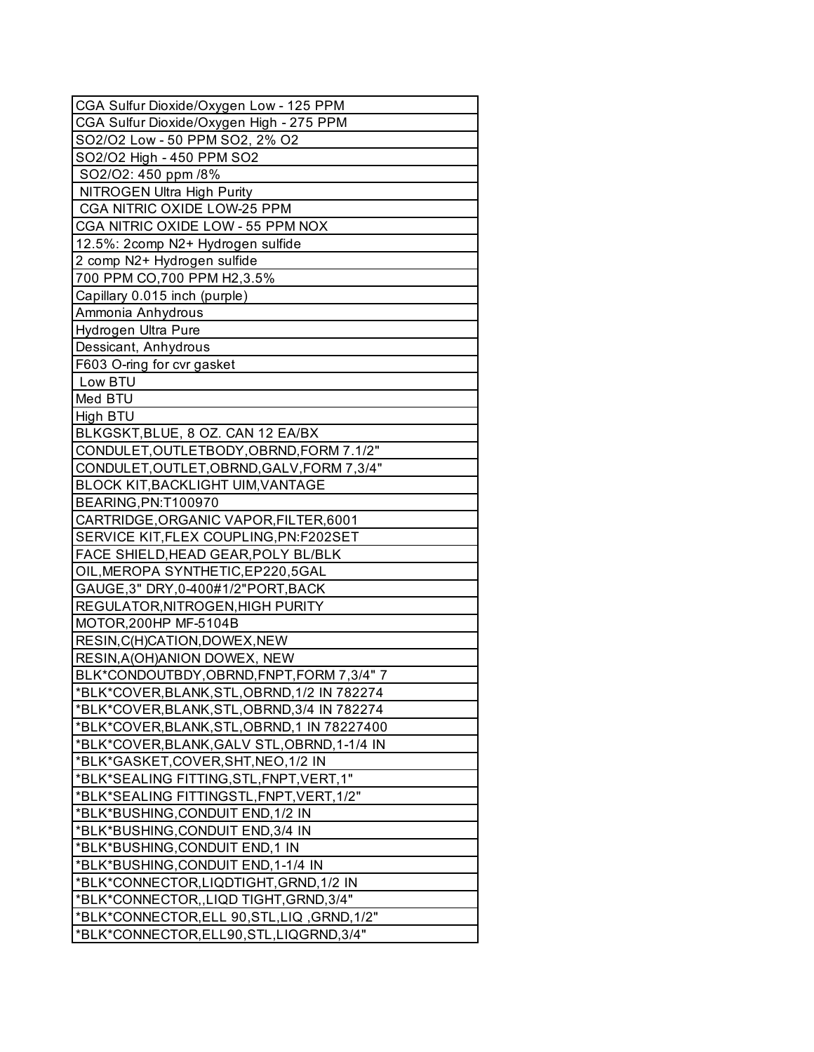| CGA Sulfur Dioxide/Oxygen Low - 125 PPM |
|---|
| CGA Sulfur Dioxide/Oxygen High - 275 PPM |
| SO2/O2 Low - 50 PPM SO2, 2% O2 |
| SO2/O2 High - 450 PPM SO2 |
| SO2/O2: 450 ppm /8% |
| NITROGEN Ultra High Purity |
| CGA NITRIC OXIDE LOW-25 PPM |
| CGA NITRIC OXIDE LOW - 55 PPM NOX |
| 12.5%: 2comp N2+ Hydrogen sulfide |
| 2 comp N2+ Hydrogen sulfide |
| 700 PPM CO,700 PPM H2,3.5% |
| Capillary 0.015 inch (purple) |
| Ammonia Anhydrous |
| Hydrogen Ultra Pure |
| Dessicant, Anhydrous |
| F603 O-ring for cvr gasket |
| Low BTU |
| Med BTU |
| High BTU |
| BLKGSKT,BLUE, 8 OZ. CAN 12 EA/BX |
| CONDULET,OUTLETBODY,OBRND,FORM 7.1/2" |
| CONDULET,OUTLET,OBRND,GALV,FORM 7,3/4" |
| BLOCK KIT,BACKLIGHT UIM,VANTAGE |
| BEARING,PN:T100970 |
| CARTRIDGE,ORGANIC VAPOR,FILTER,6001 |
| SERVICE KIT,FLEX COUPLING,PN:F202SET |
| FACE SHIELD,HEAD GEAR,POLY BL/BLK |
| OIL,MEROPA SYNTHETIC,EP220,5GAL |
| GAUGE,3" DRY,0-400#1/2"PORT,BACK |
| REGULATOR,NITROGEN,HIGH PURITY |
| MOTOR,200HP MF-5104B |
| RESIN,C(H)CATION,DOWEX,NEW |
| RESIN,A(OH)ANION DOWEX, NEW |
| BLK*CONDOUTBDY,OBRND,FNPT,FORM 7,3/4" 7 |
| *BLK*COVER,BLANK,STL,OBRND,1/2 IN 782274 |
| *BLK*COVER,BLANK,STL,OBRND,3/4 IN 782274 |
| *BLK*COVER,BLANK,STL,OBRND,1 IN 78227400 |
| *BLK*COVER,BLANK,GALV STL,OBRND,1-1/4 IN |
| *BLK*GASKET,COVER,SHT,NEO,1/2 IN |
| *BLK*SEALING FITTING,STL,FNPT,VERT,1" |
| *BLK*SEALING FITTINGSTL,FNPT,VERT,1/2" |
| *BLK*BUSHING,CONDUIT END,1/2 IN |
| *BLK*BUSHING,CONDUIT END,3/4 IN |
| *BLK*BUSHING,CONDUIT END,1 IN |
| *BLK*BUSHING,CONDUIT END,1-1/4 IN |
| *BLK*CONNECTOR,LIQDTIGHT,GRND,1/2 IN |
| *BLK*CONNECTOR,,LIQD TIGHT,GRND,3/4" |
| *BLK*CONNECTOR,ELL 90,STL,LIQ ,GRND,1/2" |
| *BLK*CONNECTOR,ELL90,STL,LIQGRND,3/4" |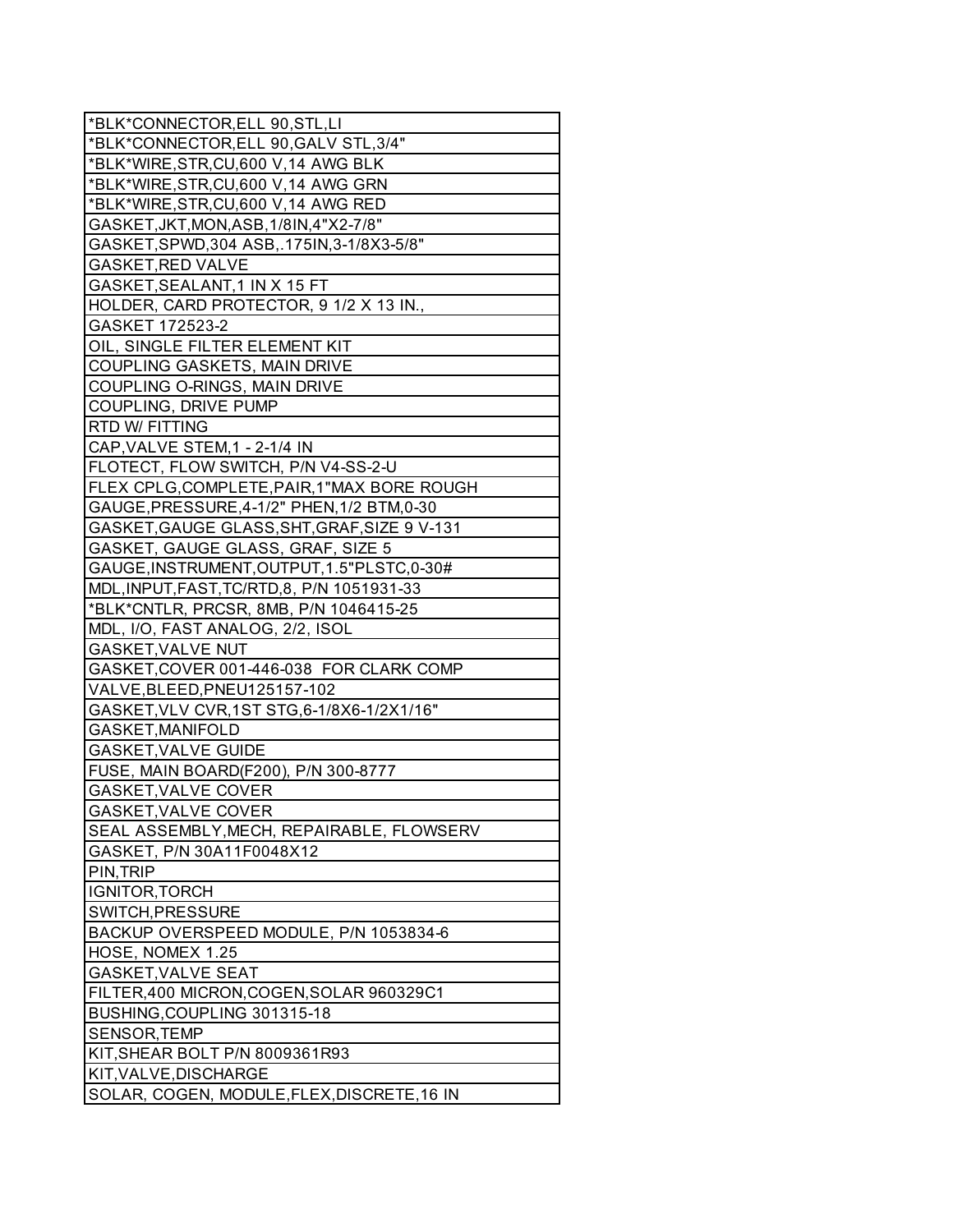| |
|---|
| *BLK*CONNECTOR,ELL 90,STL,LI |
| *BLK*CONNECTOR,ELL 90,GALV STL,3/4" |
| *BLK*WIRE,STR,CU,600 V,14 AWG BLK |
| *BLK*WIRE,STR,CU,600 V,14 AWG GRN |
| *BLK*WIRE,STR,CU,600 V,14 AWG RED |
| GASKET,JKT,MON,ASB,1/8IN,4"X2-7/8" |
| GASKET,SPWD,304 ASB,.175IN,3-1/8X3-5/8" |
| GASKET,RED VALVE |
| GASKET,SEALANT,1 IN X 15 FT |
| HOLDER, CARD PROTECTOR, 9 1/2 X 13 IN., |
| GASKET 172523-2 |
| OIL, SINGLE FILTER ELEMENT KIT |
| COUPLING GASKETS, MAIN DRIVE |
| COUPLING O-RINGS, MAIN DRIVE |
| COUPLING, DRIVE PUMP |
| RTD W/ FITTING |
| CAP,VALVE STEM,1 - 2-1/4 IN |
| FLOTECT, FLOW SWITCH, P/N V4-SS-2-U |
| FLEX CPLG,COMPLETE,PAIR,1"MAX BORE ROUGH |
| GAUGE,PRESSURE,4-1/2" PHEN,1/2 BTM,0-30 |
| GASKET,GAUGE GLASS,SHT,GRAF,SIZE 9 V-131 |
| GASKET, GAUGE GLASS, GRAF, SIZE 5 |
| GAUGE,INSTRUMENT,OUTPUT,1.5"PLSTC,0-30# |
| MDL,INPUT,FAST,TC/RTD,8, P/N 1051931-33 |
| *BLK*CNTLR, PRCSR, 8MB, P/N 1046415-25 |
| MDL, I/O, FAST ANALOG, 2/2, ISOL |
| GASKET,VALVE NUT |
| GASKET,COVER 001-446-038 FOR CLARK COMP |
| VALVE,BLEED,PNEU125157-102 |
| GASKET,VLV CVR,1ST STG,6-1/8X6-1/2X1/16" |
| GASKET,MANIFOLD |
| GASKET,VALVE GUIDE |
| FUSE, MAIN BOARD(F200), P/N 300-8777 |
| GASKET,VALVE COVER |
| GASKET,VALVE COVER |
| SEAL ASSEMBLY,MECH, REPAIRABLE, FLOWSERV |
| GASKET, P/N 30A11F0048X12 |
| PIN,TRIP |
| IGNITOR,TORCH |
| SWITCH,PRESSURE |
| BACKUP OVERSPEED MODULE, P/N 1053834-6 |
| HOSE, NOMEX 1.25 |
| GASKET,VALVE SEAT |
| FILTER,400 MICRON,COGEN,SOLAR 960329C1 |
| BUSHING,COUPLING 301315-18 |
| SENSOR,TEMP |
| KIT,SHEAR BOLT P/N 8009361R93 |
| KIT,VALVE,DISCHARGE |
| SOLAR, COGEN, MODULE,FLEX,DISCRETE,16 IN |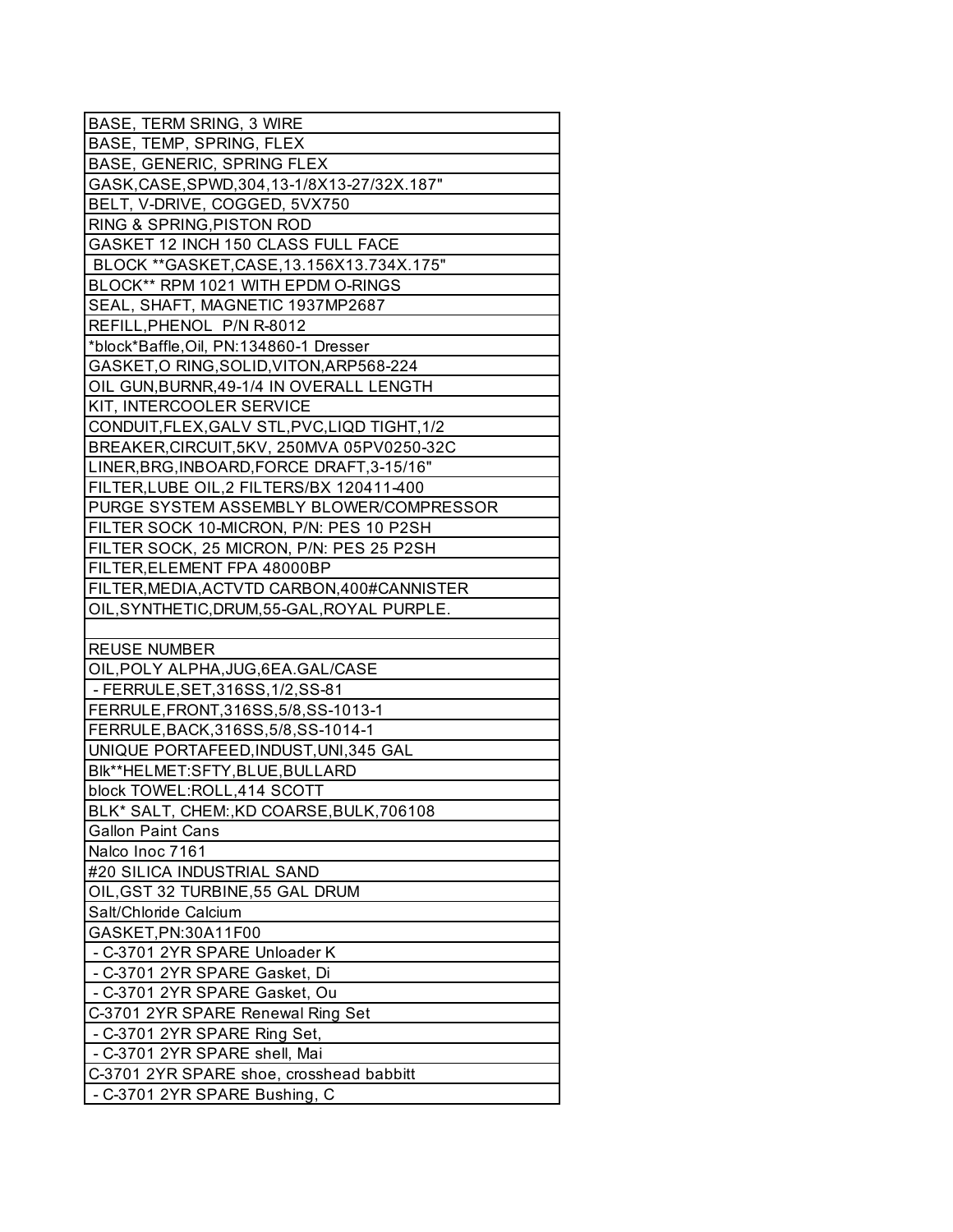| BASE, TERM SRING, 3 WIRE |
|---|
| BASE, TEMP, SPRING, FLEX |
| BASE, GENERIC, SPRING FLEX |
| GASK,CASE,SPWD,304,13-1/8X13-27/32X.187" |
| BELT, V-DRIVE, COGGED, 5VX750 |
| RING & SPRING,PISTON ROD |
| GASKET 12 INCH 150 CLASS FULL FACE |
| BLOCK **GASKET,CASE,13.156X13.734X.175" |
| BLOCK** RPM 1021 WITH EPDM O-RINGS |
| SEAL, SHAFT, MAGNETIC 1937MP2687 |
| REFILL,PHENOL P/N R-8012 |
| *block*Baffle,Oil, PN:134860-1 Dresser |
| GASKET,O RING,SOLID,VITON,ARP568-224 |
| OIL GUN,BURNR,49-1/4 IN OVERALL LENGTH |
| KIT, INTERCOOLER SERVICE |
| CONDUIT,FLEX,GALV STL,PVC,LIQD TIGHT,1/2 |
| BREAKER,CIRCUIT,5KV, 250MVA 05PV0250-32C |
| LINER,BRG,INBOARD,FORCE DRAFT,3-15/16" |
| FILTER,LUBE OIL,2 FILTERS/BX 120411-400 |
| PURGE SYSTEM ASSEMBLY BLOWER/COMPRESSOR |
| FILTER SOCK 10-MICRON, P/N: PES 10 P2SH |
| FILTER SOCK, 25 MICRON, P/N: PES 25 P2SH |
| FILTER,ELEMENT FPA 48000BP |
| FILTER,MEDIA,ACTVTD CARBON,400#CANNISTER |
| OIL,SYNTHETIC,DRUM,55-GAL,ROYAL PURPLE. |
| |
| REUSE NUMBER |
| OIL,POLY ALPHA,JUG,6EA.GAL/CASE |
| - FERRULE,SET,316SS,1/2,SS-81 |
| FERRULE,FRONT,316SS,5/8,SS-1013-1 |
| FERRULE,BACK,316SS,5/8,SS-1014-1 |
| UNIQUE PORTAFEED,INDUST,UNI,345 GAL |
| Blk**HELMET:SFTY,BLUE,BULLARD |
| block TOWEL:ROLL,414 SCOTT |
| BLK* SALT, CHEM:,KD COARSE,BULK,706108 |
| Gallon Paint Cans |
| Nalco Inoc 7161 |
| #20 SILICA INDUSTRIAL SAND |
| OIL,GST 32 TURBINE,55 GAL DRUM |
| Salt/Chloride Calcium |
| GASKET,PN:30A11F00 |
| - C-3701 2YR SPARE Unloader K |
| - C-3701 2YR SPARE Gasket, Di |
| - C-3701 2YR SPARE Gasket, Ou |
| C-3701 2YR SPARE Renewal Ring Set |
| - C-3701 2YR SPARE Ring Set, |
| - C-3701 2YR SPARE shell, Mai |
| C-3701 2YR SPARE shoe, crosshead babbitt |
| - C-3701 2YR SPARE Bushing, C |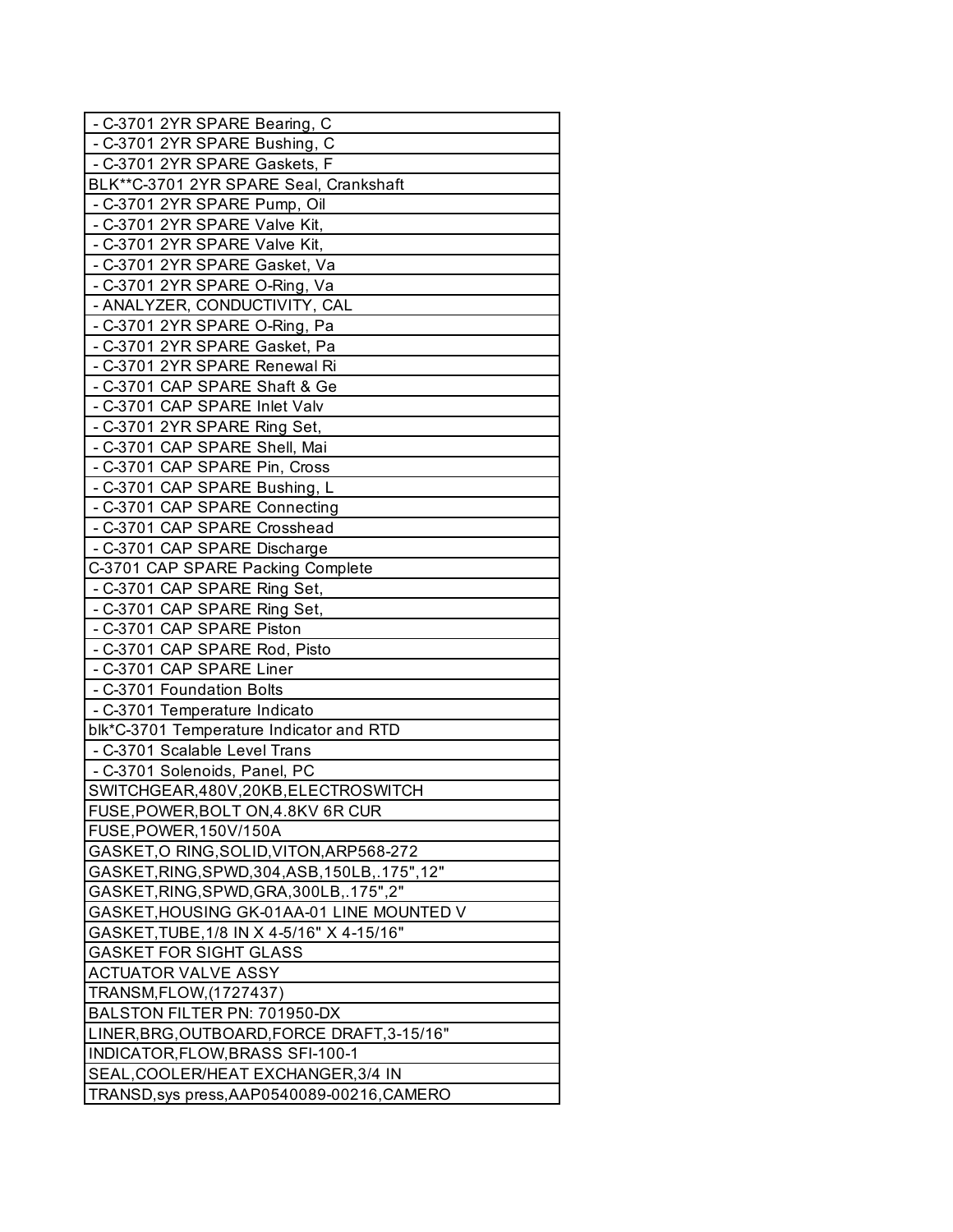| |
|---|
| - C-3701 2YR SPARE Bearing, C |
| - C-3701 2YR SPARE Bushing, C |
| - C-3701 2YR SPARE Gaskets, F |
| BLK**C-3701 2YR SPARE Seal, Crankshaft |
| - C-3701 2YR SPARE Pump, Oil |
| - C-3701 2YR SPARE Valve Kit, |
| - C-3701 2YR SPARE Valve Kit, |
| - C-3701 2YR SPARE Gasket, Va |
| - C-3701 2YR SPARE O-Ring, Va |
| - ANALYZER, CONDUCTIVITY, CAL |
| - C-3701 2YR SPARE O-Ring, Pa |
| - C-3701 2YR SPARE Gasket, Pa |
| - C-3701 2YR SPARE Renewal Ri |
| - C-3701 CAP SPARE Shaft & Ge |
| - C-3701 CAP SPARE Inlet Valv |
| - C-3701 2YR SPARE Ring Set, |
| - C-3701 CAP SPARE Shell, Mai |
| - C-3701 CAP SPARE Pin, Cross |
| - C-3701 CAP SPARE Bushing, L |
| - C-3701 CAP SPARE Connecting |
| - C-3701 CAP SPARE Crosshead |
| - C-3701 CAP SPARE Discharge |
| C-3701 CAP SPARE Packing Complete |
| - C-3701 CAP SPARE Ring Set, |
| - C-3701 CAP SPARE Ring Set, |
| - C-3701 CAP SPARE Piston |
| - C-3701 CAP SPARE Rod, Pisto |
| - C-3701 CAP SPARE Liner |
| - C-3701 Foundation Bolts |
| - C-3701 Temperature Indicato |
| blk*C-3701 Temperature Indicator and RTD |
| - C-3701 Scalable Level Trans |
| - C-3701 Solenoids, Panel, PC |
| SWITCHGEAR,480V,20KB,ELECTROSWITCH |
| FUSE,POWER,BOLT ON,4.8KV 6R CUR |
| FUSE,POWER,150V/150A |
| GASKET,O RING,SOLID,VITON,ARP568-272 |
| GASKET,RING,SPWD,304,ASB,150LB,.175",12" |
| GASKET,RING,SPWD,GRA,300LB,.175",2" |
| GASKET,HOUSING GK-01AA-01 LINE MOUNTED V |
| GASKET,TUBE,1/8 IN X 4-5/16" X 4-15/16" |
| GASKET FOR SIGHT GLASS |
| ACTUATOR VALVE ASSY |
| TRANSM,FLOW,(1727437) |
| BALSTON FILTER PN: 701950-DX |
| LINER,BRG,OUTBOARD,FORCE DRAFT,3-15/16" |
| INDICATOR,FLOW,BRASS SFI-100-1 |
| SEAL,COOLER/HEAT EXCHANGER,3/4 IN |
| TRANSD,sys press,AAP0540089-00216,CAMERO |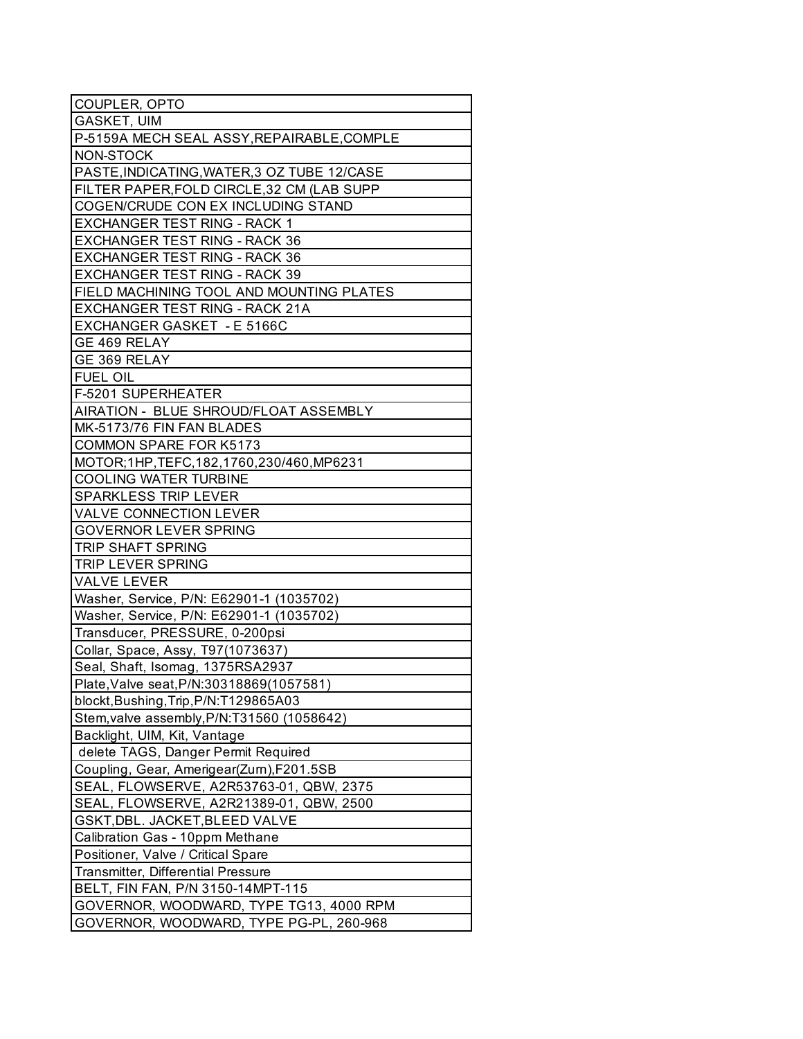| COUPLER, OPTO |
| --- |
| GASKET, UIM |
| P-5159A MECH SEAL ASSY,REPAIRABLE,COMPLE |
| NON-STOCK |
| PASTE,INDICATING,WATER,3 OZ TUBE 12/CASE |
| FILTER PAPER,FOLD CIRCLE,32 CM (LAB SUPP |
| COGEN/CRUDE CON EX INCLUDING STAND |
| EXCHANGER TEST RING - RACK 1 |
| EXCHANGER TEST RING - RACK 36 |
| EXCHANGER TEST RING - RACK 36 |
| EXCHANGER TEST RING - RACK 39 |
| FIELD MACHINING TOOL AND MOUNTING PLATES |
| EXCHANGER TEST RING - RACK 21A |
| EXCHANGER GASKET - E 5166C |
| GE 469 RELAY |
| GE 369 RELAY |
| FUEL OIL |
| F-5201 SUPERHEATER |
| AIRATION - BLUE SHROUD/FLOAT ASSEMBLY |
| MK-5173/76 FIN FAN BLADES |
| COMMON SPARE FOR K5173 |
| MOTOR;1HP,TEFC,182,1760,230/460,MP6231 |
| COOLING WATER TURBINE |
| SPARKLESS TRIP LEVER |
| VALVE CONNECTION LEVER |
| GOVERNOR LEVER SPRING |
| TRIP SHAFT SPRING |
| TRIP LEVER SPRING |
| VALVE LEVER |
| Washer, Service, P/N: E62901-1 (1035702) |
| Washer, Service, P/N: E62901-1 (1035702) |
| Transducer, PRESSURE, 0-200psi |
| Collar, Space, Assy, T97(1073637) |
| Seal, Shaft, Isomag, 1375RSA2937 |
| Plate,Valve seat,P/N:30318869(1057581) |
| blockt,Bushing,Trip,P/N:T129865A03 |
| Stem,valve assembly,P/N:T31560 (1058642) |
| Backlight, UIM, Kit, Vantage |
| delete TAGS, Danger Permit Required |
| Coupling, Gear, Amerigear(Zurn),F201.5SB |
| SEAL, FLOWSERVE, A2R53763-01, QBW, 2375 |
| SEAL, FLOWSERVE, A2R21389-01, QBW, 2500 |
| GSKT,DBL. JACKET,BLEED VALVE |
| Calibration Gas - 10ppm Methane |
| Positioner, Valve / Critical Spare |
| Transmitter, Differential Pressure |
| BELT, FIN FAN, P/N 3150-14MPT-115 |
| GOVERNOR, WOODWARD, TYPE TG13, 4000 RPM |
| GOVERNOR, WOODWARD, TYPE PG-PL, 260-968 |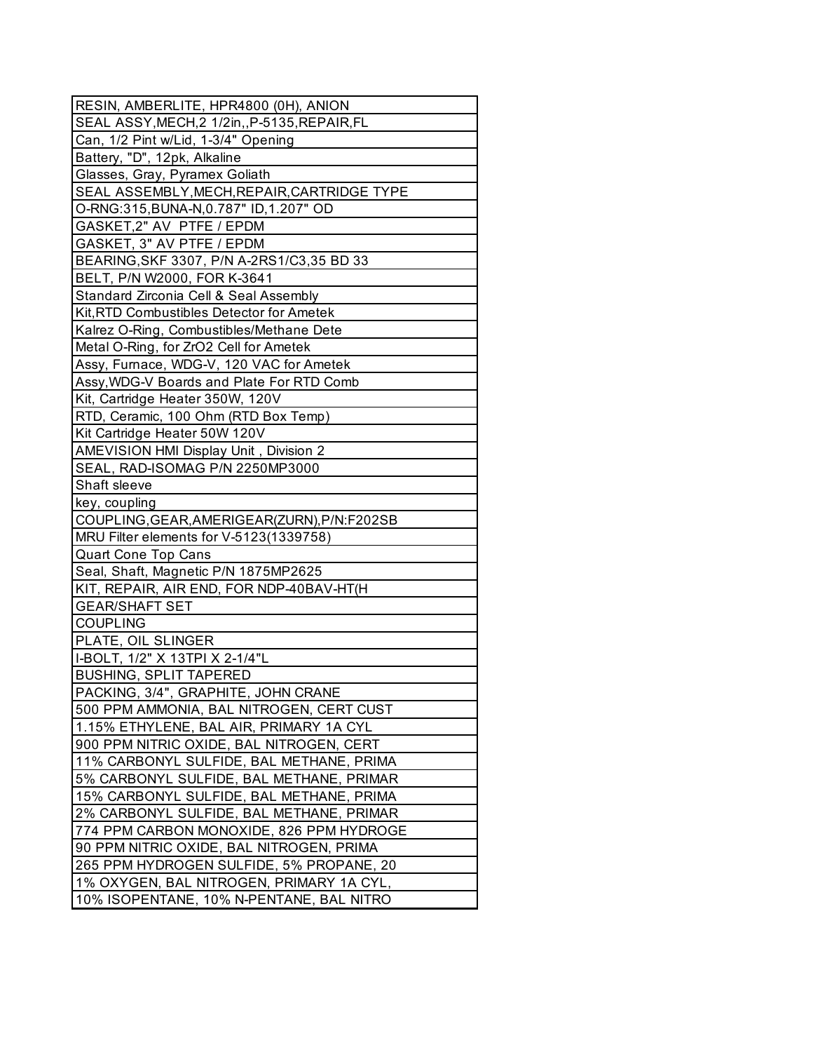| |
|---|
| RESIN, AMBERLITE, HPR4800 (0H), ANION |
| SEAL ASSY,MECH,2 1/2in,,P-5135,REPAIR,FL |
| Can, 1/2 Pint w/Lid, 1-3/4" Opening |
| Battery, "D", 12pk, Alkaline |
| Glasses, Gray, Pyramex Goliath |
| SEAL ASSEMBLY,MECH,REPAIR,CARTRIDGE TYPE |
| O-RNG:315,BUNA-N,0.787" ID,1.207" OD |
| GASKET,2" AV PTFE / EPDM |
| GASKET, 3" AV PTFE / EPDM |
| BEARING,SKF 3307, P/N A-2RS1/C3,35 BD 33 |
| BELT, P/N W2000, FOR K-3641 |
| Standard Zirconia Cell & Seal Assembly |
| Kit,RTD Combustibles Detector for Ametek |
| Kalrez O-Ring, Combustibles/Methane Dete |
| Metal O-Ring, for ZrO2 Cell for Ametek |
| Assy, Furnace, WDG-V, 120 VAC for Ametek |
| Assy,WDG-V Boards and Plate For RTD Comb |
| Kit, Cartridge Heater 350W, 120V |
| RTD, Ceramic, 100 Ohm (RTD Box Temp) |
| Kit Cartridge Heater 50W 120V |
| AMEVISION HMI Display Unit , Division 2 |
| SEAL, RAD-ISOMAG P/N 2250MP3000 |
| Shaft sleeve |
| key, coupling |
| COUPLING,GEAR,AMERIGEAR(ZURN),P/N:F202SB |
| MRU Filter elements for V-5123(1339758) |
| Quart Cone Top Cans |
| Seal, Shaft, Magnetic P/N 1875MP2625 |
| KIT, REPAIR, AIR END, FOR NDP-40BAV-HT(H |
| GEAR/SHAFT SET |
| COUPLING |
| PLATE, OIL SLINGER |
| I-BOLT, 1/2" X 13TPI X 2-1/4"L |
| BUSHING, SPLIT TAPERED |
| PACKING, 3/4", GRAPHITE, JOHN CRANE |
| 500 PPM AMMONIA, BAL NITROGEN, CERT CUST |
| 1.15% ETHYLENE, BAL AIR, PRIMARY 1A CYL |
| 900 PPM NITRIC OXIDE, BAL NITROGEN, CERT |
| 11% CARBONYL SULFIDE, BAL METHANE, PRIMA |
| 5% CARBONYL SULFIDE, BAL METHANE, PRIMAR |
| 15% CARBONYL SULFIDE, BAL METHANE, PRIMA |
| 2% CARBONYL SULFIDE, BAL METHANE, PRIMAR |
| 774 PPM CARBON MONOXIDE, 826 PPM HYDROGE |
| 90 PPM NITRIC OXIDE, BAL NITROGEN, PRIMA |
| 265 PPM HYDROGEN SULFIDE, 5% PROPANE, 20 |
| 1% OXYGEN, BAL NITROGEN, PRIMARY 1A CYL, |
| 10% ISOPENTANE, 10% N-PENTANE, BAL NITRO |